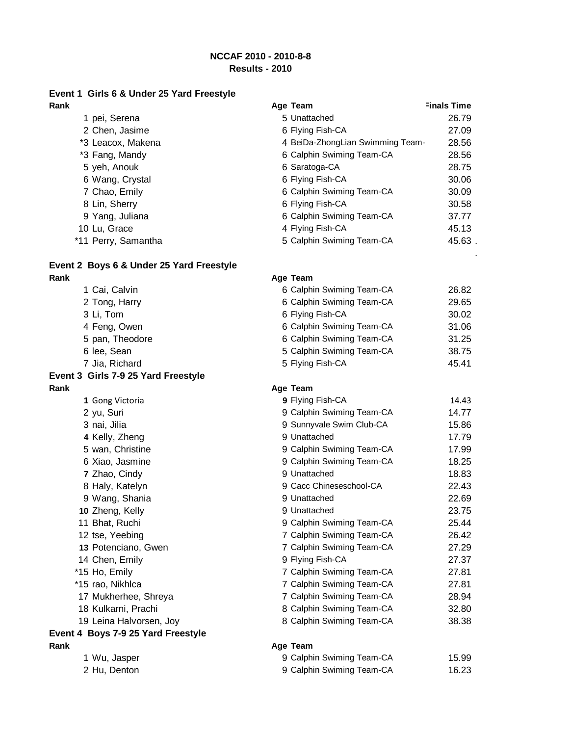**NCCAF 2010 - 2010-8-8**
**Results - 2010**

### Event 1 Girls 6 & Under 25 Yard Freestyle

| Rank | Name | Age | Team | Finals Time |
|---|---|---|---|---|
| 1 | pei, Serena | 5 | Unattached | 26.79 |
| 2 | Chen, Jasime | 6 | Flying Fish-CA | 27.09 |
| *3 | Leacox, Makena | 4 | BeiDa-ZhongLian Swimming Team- | 28.56 |
| *3 | Fang, Mandy | 6 | Calphin Swiming Team-CA | 28.56 |
| 5 | yeh, Anouk | 6 | Saratoga-CA | 28.75 |
| 6 | Wang, Crystal | 6 | Flying Fish-CA | 30.06 |
| 7 | Chao, Emily | 6 | Calphin Swiming Team-CA | 30.09 |
| 8 | Lin, Sherry | 6 | Flying Fish-CA | 30.58 |
| 9 | Yang, Juliana | 6 | Calphin Swiming Team-CA | 37.77 |
| 10 | Lu, Grace | 4 | Flying Fish-CA | 45.13 |
| *11 | Perry, Samantha | 5 | Calphin Swiming Team-CA | 45.63 |

### Event 2 Boys 6 & Under 25 Yard Freestyle

| Rank | Name | Age | Team | Time |
|---|---|---|---|---|
| 1 | Cai, Calvin | 6 | Calphin Swiming Team-CA | 26.82 |
| 2 | Tong, Harry | 6 | Calphin Swiming Team-CA | 29.65 |
| 3 | Li, Tom | 6 | Flying Fish-CA | 30.02 |
| 4 | Feng, Owen | 6 | Calphin Swiming Team-CA | 31.06 |
| 5 | pan, Theodore | 6 | Calphin Swiming Team-CA | 31.25 |
| 6 | lee, Sean | 5 | Calphin Swiming Team-CA | 38.75 |
| 7 | Jia, Richard | 5 | Flying Fish-CA | 45.41 |

### Event 3 Girls 7-9 25 Yard Freestyle

| Rank | Name | Age | Team | Time |
|---|---|---|---|---|
| 1 | Gong Victoria | 9 | Flying Fish-CA | 14.43 |
| 2 | yu, Suri | 9 | Calphin Swiming Team-CA | 14.77 |
| 3 | nai, Jilia | 9 | Sunnyvale Swim Club-CA | 15.86 |
| 4 | Kelly, Zheng | 9 | Unattached | 17.79 |
| 5 | wan, Christine | 9 | Calphin Swiming Team-CA | 17.99 |
| 6 | Xiao, Jasmine | 9 | Calphin Swiming Team-CA | 18.25 |
| 7 | Zhao, Cindy | 9 | Unattached | 18.83 |
| 8 | Haly, Katelyn | 9 | Cacc Chineseschool-CA | 22.43 |
| 9 | Wang, Shania | 9 | Unattached | 22.69 |
| 10 | Zheng, Kelly | 9 | Unattached | 23.75 |
| 11 | Bhat, Ruchi | 9 | Calphin Swiming Team-CA | 25.44 |
| 12 | tse, Yeebing | 7 | Calphin Swiming Team-CA | 26.42 |
| 13 | Potenciano, Gwen | 7 | Calphin Swiming Team-CA | 27.29 |
| 14 | Chen, Emily | 9 | Flying Fish-CA | 27.37 |
| *15 | Ho, Emily | 7 | Calphin Swiming Team-CA | 27.81 |
| *15 | rao, Nikhlca | 7 | Calphin Swiming Team-CA | 27.81 |
| 17 | Mukherhee, Shreya | 7 | Calphin Swiming Team-CA | 28.94 |
| 18 | Kulkarni, Prachi | 8 | Calphin Swiming Team-CA | 32.80 |
| 19 | Leina Halvorsen, Joy | 8 | Calphin Swiming Team-CA | 38.38 |

### Event 4 Boys 7-9 25 Yard Freestyle

| Rank | Name | Age | Team | Time |
|---|---|---|---|---|
| 1 | Wu, Jasper | 9 | Calphin Swiming Team-CA | 15.99 |
| 2 | Hu, Denton | 9 | Calphin Swiming Team-CA | 16.23 |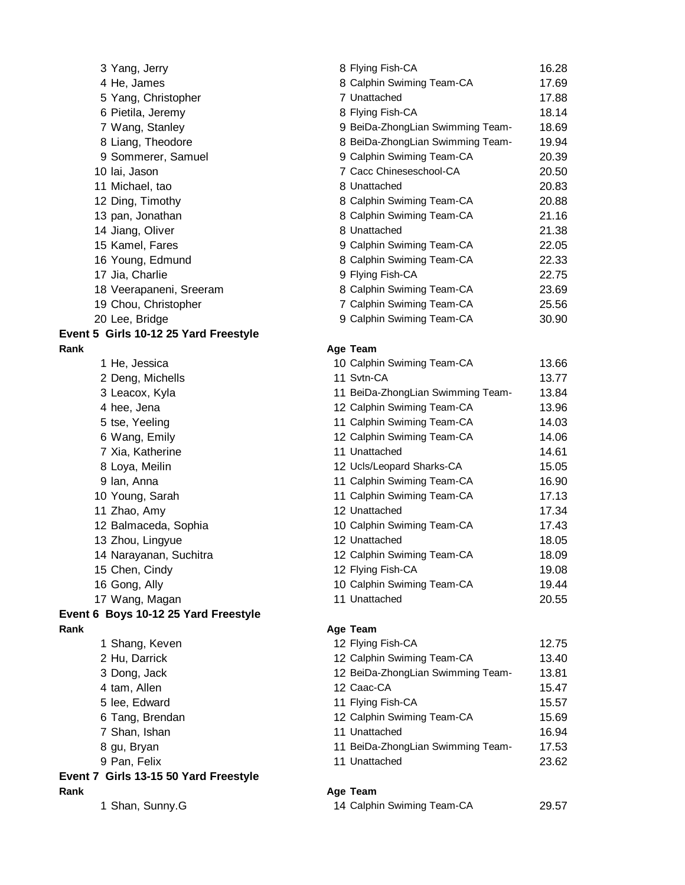| Rank | Name | Age | Team | Time |
|---|---|---|---|---|
| 3 | Yang, Jerry | 8 | Flying Fish-CA | 16.28 |
| 4 | He, James | 8 | Calphin Swiming Team-CA | 17.69 |
| 5 | Yang, Christopher | 7 | Unattached | 17.88 |
| 6 | Pietila, Jeremy | 8 | Flying Fish-CA | 18.14 |
| 7 | Wang, Stanley | 9 | BeiDa-ZhongLian Swimming Team- | 18.69 |
| 8 | Liang, Theodore | 8 | BeiDa-ZhongLian Swimming Team- | 19.94 |
| 9 | Sommerer, Samuel | 9 | Calphin Swiming Team-CA | 20.39 |
| 10 | lai, Jason | 7 | Cacc Chineseschool-CA | 20.50 |
| 11 | Michael, tao | 8 | Unattached | 20.83 |
| 12 | Ding, Timothy | 8 | Calphin Swiming Team-CA | 20.88 |
| 13 | pan, Jonathan | 8 | Calphin Swiming Team-CA | 21.16 |
| 14 | Jiang, Oliver | 8 | Unattached | 21.38 |
| 15 | Kamel, Fares | 9 | Calphin Swiming Team-CA | 22.05 |
| 16 | Young, Edmund | 8 | Calphin Swiming Team-CA | 22.33 |
| 17 | Jia, Charlie | 9 | Flying Fish-CA | 22.75 |
| 18 | Veerapaneni, Sreeram | 8 | Calphin Swiming Team-CA | 23.69 |
| 19 | Chou, Christopher | 7 | Calphin Swiming Team-CA | 25.56 |
| 20 | Lee, Bridge | 9 | Calphin Swiming Team-CA | 30.90 |

**Event 5 Girls 10-12 25 Yard Freestyle**

| Rank | Name | Age | Team | Time |
|---|---|---|---|---|
| 1 | He, Jessica | 10 | Calphin Swiming Team-CA | 13.66 |
| 2 | Deng, Michells | 11 | Svtn-CA | 13.77 |
| 3 | Leacox, Kyla | 11 | BeiDa-ZhongLian Swimming Team- | 13.84 |
| 4 | hee, Jena | 12 | Calphin Swiming Team-CA | 13.96 |
| 5 | tse, Yeeling | 11 | Calphin Swiming Team-CA | 14.03 |
| 6 | Wang, Emily | 12 | Calphin Swiming Team-CA | 14.06 |
| 7 | Xia, Katherine | 11 | Unattached | 14.61 |
| 8 | Loya, Meilin | 12 | Ucls/Leopard Sharks-CA | 15.05 |
| 9 | lan, Anna | 11 | Calphin Swiming Team-CA | 16.90 |
| 10 | Young, Sarah | 11 | Calphin Swiming Team-CA | 17.13 |
| 11 | Zhao, Amy | 12 | Unattached | 17.34 |
| 12 | Balmaceda, Sophia | 10 | Calphin Swiming Team-CA | 17.43 |
| 13 | Zhou, Lingyue | 12 | Unattached | 18.05 |
| 14 | Narayanan, Suchitra | 12 | Calphin Swiming Team-CA | 18.09 |
| 15 | Chen, Cindy | 12 | Flying Fish-CA | 19.08 |
| 16 | Gong, Ally | 10 | Calphin Swiming Team-CA | 19.44 |
| 17 | Wang, Magan | 11 | Unattached | 20.55 |

**Event 6 Boys 10-12 25 Yard Freestyle**

| Rank | Name | Age | Team | Time |
|---|---|---|---|---|
| 1 | Shang, Keven | 12 | Flying Fish-CA | 12.75 |
| 2 | Hu, Darrick | 12 | Calphin Swiming Team-CA | 13.40 |
| 3 | Dong, Jack | 12 | BeiDa-ZhongLian Swimming Team- | 13.81 |
| 4 | tam, Allen | 12 | Caac-CA | 15.47 |
| 5 | lee, Edward | 11 | Flying Fish-CA | 15.57 |
| 6 | Tang, Brendan | 12 | Calphin Swiming Team-CA | 15.69 |
| 7 | Shan, Ishan | 11 | Unattached | 16.94 |
| 8 | gu, Bryan | 11 | BeiDa-ZhongLian Swimming Team- | 17.53 |
| 9 | Pan, Felix | 11 | Unattached | 23.62 |

**Event 7 Girls 13-15 50 Yard Freestyle**

| Rank | Name | Age | Team | Time |
|---|---|---|---|---|
| 1 | Shan, Sunny.G | 14 | Calphin Swiming Team-CA | 29.57 |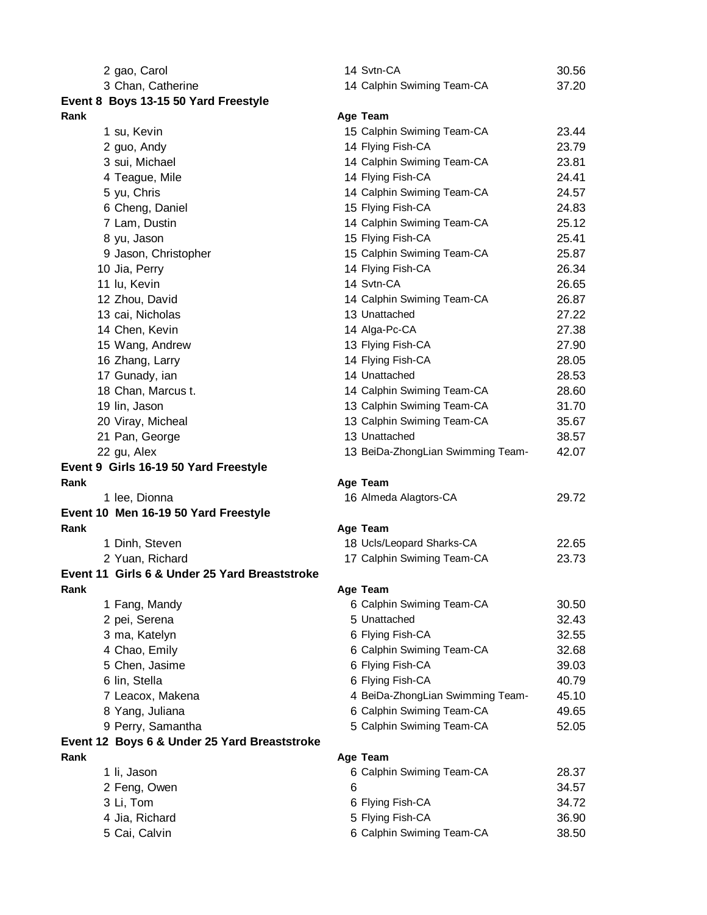| Rank | Name | Age | Team | Time |
|---|---|---|---|---|
| 2 | gao, Carol | 14 | Svtn-CA | 30.56 |
| 3 | Chan, Catherine | 14 | Calphin Swiming Team-CA | 37.20 |

**Event 8 Boys 13-15 50 Yard Freestyle**

| Rank | Name | Age | Team | Time |
|---|---|---|---|---|
| 1 | su, Kevin | 15 | Calphin Swiming Team-CA | 23.44 |
| 2 | guo, Andy | 14 | Flying Fish-CA | 23.79 |
| 3 | sui, Michael | 14 | Calphin Swiming Team-CA | 23.81 |
| 4 | Teague, Mile | 14 | Flying Fish-CA | 24.41 |
| 5 | yu, Chris | 14 | Calphin Swiming Team-CA | 24.57 |
| 6 | Cheng, Daniel | 15 | Flying Fish-CA | 24.83 |
| 7 | Lam, Dustin | 14 | Calphin Swiming Team-CA | 25.12 |
| 8 | yu, Jason | 15 | Flying Fish-CA | 25.41 |
| 9 | Jason, Christopher | 15 | Calphin Swiming Team-CA | 25.87 |
| 10 | Jia, Perry | 14 | Flying Fish-CA | 26.34 |
| 11 | lu, Kevin | 14 | Svtn-CA | 26.65 |
| 12 | Zhou, David | 14 | Calphin Swiming Team-CA | 26.87 |
| 13 | cai, Nicholas | 13 | Unattached | 27.22 |
| 14 | Chen, Kevin | 14 | Alga-Pc-CA | 27.38 |
| 15 | Wang, Andrew | 13 | Flying Fish-CA | 27.90 |
| 16 | Zhang, Larry | 14 | Flying Fish-CA | 28.05 |
| 17 | Gunady, ian | 14 | Unattached | 28.53 |
| 18 | Chan, Marcus t. | 14 | Calphin Swiming Team-CA | 28.60 |
| 19 | lin, Jason | 13 | Calphin Swiming Team-CA | 31.70 |
| 20 | Viray, Micheal | 13 | Calphin Swiming Team-CA | 35.67 |
| 21 | Pan, George | 13 | Unattached | 38.57 |
| 22 | gu, Alex | 13 | BeiDa-ZhongLian Swimming Team- | 42.07 |

**Event 9 Girls 16-19 50 Yard Freestyle**

| Rank | Name | Age | Team | Time |
|---|---|---|---|---|
| 1 | lee, Dionna | 16 | Almeda Alagtors-CA | 29.72 |

**Event 10 Men 16-19 50 Yard Freestyle**

| Rank | Name | Age | Team | Time |
|---|---|---|---|---|
| 1 | Dinh, Steven | 18 | Ucls/Leopard Sharks-CA | 22.65 |
| 2 | Yuan, Richard | 17 | Calphin Swiming Team-CA | 23.73 |

**Event 11 Girls 6 & Under 25 Yard Breaststroke**

| Rank | Name | Age | Team | Time |
|---|---|---|---|---|
| 1 | Fang, Mandy | 6 | Calphin Swiming Team-CA | 30.50 |
| 2 | pei, Serena | 5 | Unattached | 32.43 |
| 3 | ma, Katelyn | 6 | Flying Fish-CA | 32.55 |
| 4 | Chao, Emily | 6 | Calphin Swiming Team-CA | 32.68 |
| 5 | Chen, Jasime | 6 | Flying Fish-CA | 39.03 |
| 6 | lin, Stella | 6 | Flying Fish-CA | 40.79 |
| 7 | Leacox, Makena | 4 | BeiDa-ZhongLian Swimming Team- | 45.10 |
| 8 | Yang, Juliana | 6 | Calphin Swiming Team-CA | 49.65 |
| 9 | Perry, Samantha | 5 | Calphin Swiming Team-CA | 52.05 |

**Event 12 Boys 6 & Under 25 Yard Breaststroke**

| Rank | Name | Age | Team | Time |
|---|---|---|---|---|
| 1 | li, Jason | 6 | Calphin Swiming Team-CA | 28.37 |
| 2 | Feng, Owen | 6 | | 34.57 |
| 3 | Li, Tom | 6 | Flying Fish-CA | 34.72 |
| 4 | Jia, Richard | 5 | Flying Fish-CA | 36.90 |
| 5 | Cai, Calvin | 6 | Calphin Swiming Team-CA | 38.50 |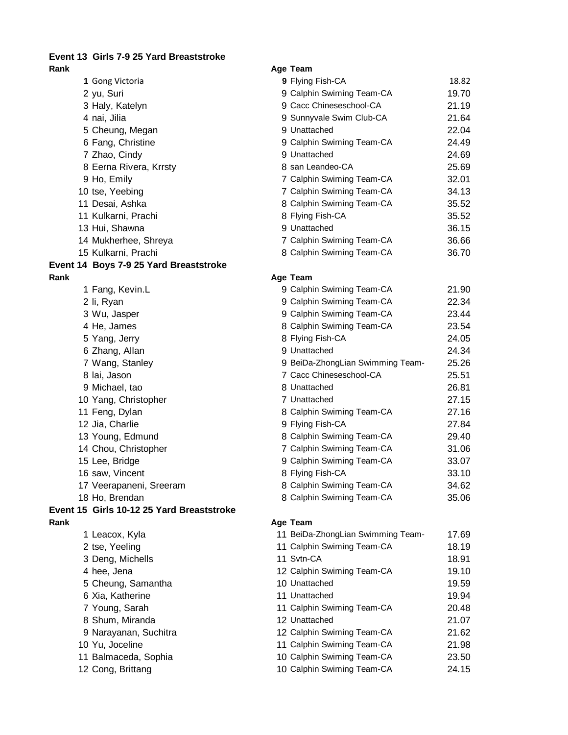**Event 13 Girls 7-9 25 Yard Breaststroke**

| Rank | Name | Age | Team | Time |
|---|---|---|---|---|
| 1 | Gong Victoria | 9 | Flying Fish-CA | 18.82 |
| 2 | yu, Suri | 9 | Calphin Swiming Team-CA | 19.70 |
| 3 | Haly, Katelyn | 9 | Cacc Chineseschool-CA | 21.19 |
| 4 | nai, Jilia | 9 | Sunnyvale Swim Club-CA | 21.64 |
| 5 | Cheung, Megan | 9 | Unattached | 22.04 |
| 6 | Fang, Christine | 9 | Calphin Swiming Team-CA | 24.49 |
| 7 | Zhao, Cindy | 9 | Unattached | 24.69 |
| 8 | Eerna Rivera, Krrsty | 8 | san Leandeo-CA | 25.69 |
| 9 | Ho, Emily | 7 | Calphin Swiming Team-CA | 32.01 |
| 10 | tse, Yeebing | 7 | Calphin Swiming Team-CA | 34.13 |
| 11 | Desai, Ashka | 8 | Calphin Swiming Team-CA | 35.52 |
| 11 | Kulkarni, Prachi | 8 | Flying Fish-CA | 35.52 |
| 13 | Hui, Shawna | 9 | Unattached | 36.15 |
| 14 | Mukherhee, Shreya | 7 | Calphin Swiming Team-CA | 36.66 |
| 15 | Kulkarni, Prachi | 8 | Calphin Swiming Team-CA | 36.70 |

**Event 14 Boys 7-9 25 Yard Breaststroke**

| Rank | Name | Age | Team | Time |
|---|---|---|---|---|
| 1 | Fang, Kevin.L | 9 | Calphin Swiming Team-CA | 21.90 |
| 2 | li, Ryan | 9 | Calphin Swiming Team-CA | 22.34 |
| 3 | Wu, Jasper | 9 | Calphin Swiming Team-CA | 23.44 |
| 4 | He, James | 8 | Calphin Swiming Team-CA | 23.54 |
| 5 | Yang, Jerry | 8 | Flying Fish-CA | 24.05 |
| 6 | Zhang, Allan | 9 | Unattached | 24.34 |
| 7 | Wang, Stanley | 9 | BeiDa-ZhongLian Swimming Team- | 25.26 |
| 8 | lai, Jason | 7 | Cacc Chineseschool-CA | 25.51 |
| 9 | Michael, tao | 8 | Unattached | 26.81 |
| 10 | Yang, Christopher | 7 | Unattached | 27.15 |
| 11 | Feng, Dylan | 8 | Calphin Swiming Team-CA | 27.16 |
| 12 | Jia, Charlie | 9 | Flying Fish-CA | 27.84 |
| 13 | Young, Edmund | 8 | Calphin Swiming Team-CA | 29.40 |
| 14 | Chou, Christopher | 7 | Calphin Swiming Team-CA | 31.06 |
| 15 | Lee, Bridge | 9 | Calphin Swiming Team-CA | 33.07 |
| 16 | saw, Vincent | 8 | Flying Fish-CA | 33.10 |
| 17 | Veerapaneni, Sreeram | 8 | Calphin Swiming Team-CA | 34.62 |
| 18 | Ho, Brendan | 8 | Calphin Swiming Team-CA | 35.06 |

**Event 15 Girls 10-12 25 Yard Breaststroke**

| Rank | Name | Age | Team | Time |
|---|---|---|---|---|
| 1 | Leacox, Kyla | 11 | BeiDa-ZhongLian Swimming Team- | 17.69 |
| 2 | tse, Yeeling | 11 | Calphin Swiming Team-CA | 18.19 |
| 3 | Deng, Michells | 11 | Svtn-CA | 18.91 |
| 4 | hee, Jena | 12 | Calphin Swiming Team-CA | 19.10 |
| 5 | Cheung, Samantha | 10 | Unattached | 19.59 |
| 6 | Xia, Katherine | 11 | Unattached | 19.94 |
| 7 | Young, Sarah | 11 | Calphin Swiming Team-CA | 20.48 |
| 8 | Shum, Miranda | 12 | Unattached | 21.07 |
| 9 | Narayanan, Suchitra | 12 | Calphin Swiming Team-CA | 21.62 |
| 10 | Yu, Joceline | 11 | Calphin Swiming Team-CA | 21.98 |
| 11 | Balmaceda, Sophia | 10 | Calphin Swiming Team-CA | 23.50 |
| 12 | Cong, Brittang | 10 | Calphin Swiming Team-CA | 24.15 |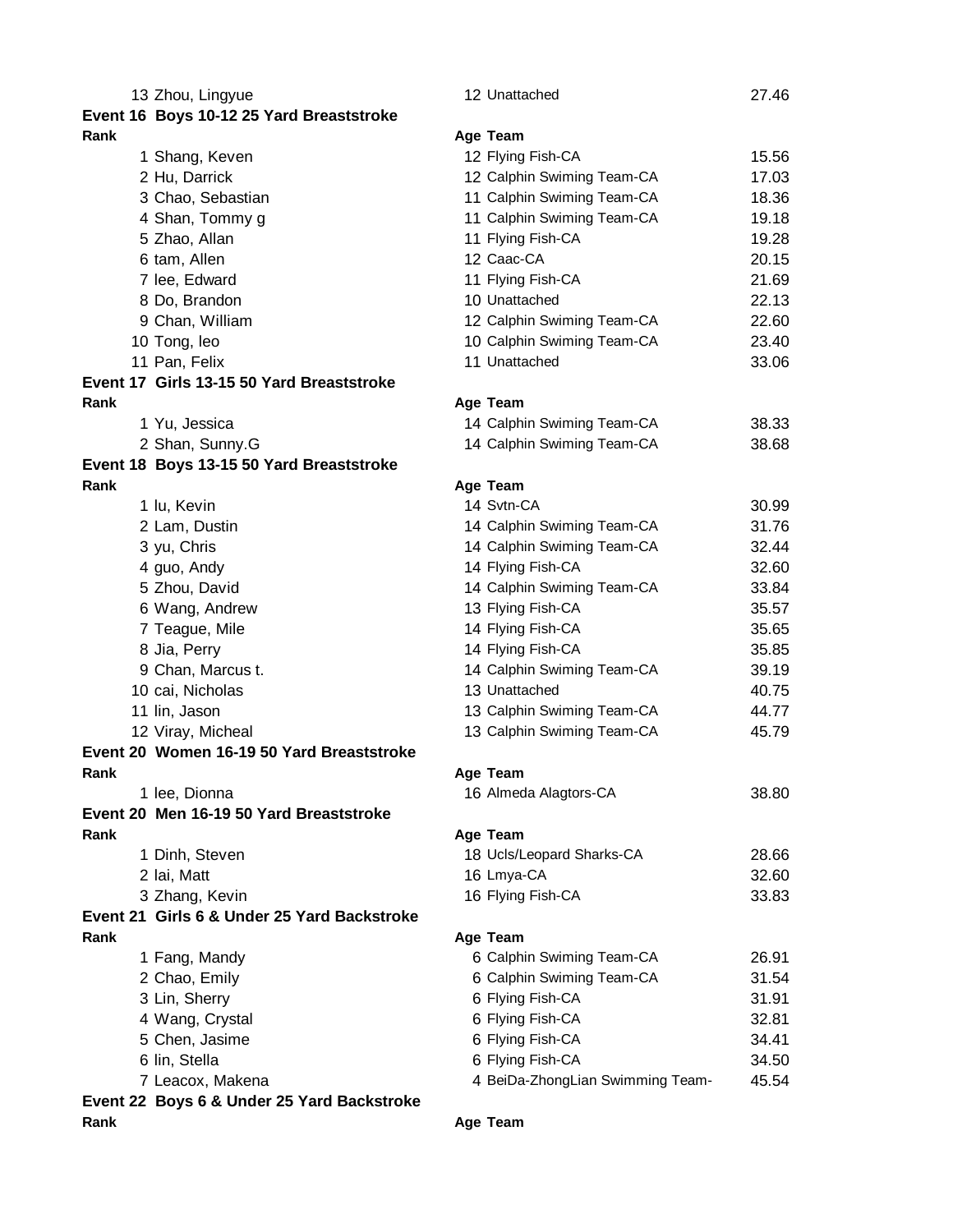| Rank | Name | Age | Team | Time |
|---|---|---|---|---|
| 13 | Zhou, Lingyue | 12 | Unattached | 27.46 |

**Event 16 Boys 10-12 25 Yard Breaststroke**

| Rank | Name | Age | Team | Time |
|---|---|---|---|---|
| 1 | Shang, Keven | 12 | Flying Fish-CA | 15.56 |
| 2 | Hu, Darrick | 12 | Calphin Swiming Team-CA | 17.03 |
| 3 | Chao, Sebastian | 11 | Calphin Swiming Team-CA | 18.36 |
| 4 | Shan, Tommy g | 11 | Calphin Swiming Team-CA | 19.18 |
| 5 | Zhao, Allan | 11 | Flying Fish-CA | 19.28 |
| 6 | tam, Allen | 12 | Caac-CA | 20.15 |
| 7 | lee, Edward | 11 | Flying Fish-CA | 21.69 |
| 8 | Do, Brandon | 10 | Unattached | 22.13 |
| 9 | Chan, William | 12 | Calphin Swiming Team-CA | 22.60 |
| 10 | Tong, leo | 10 | Calphin Swiming Team-CA | 23.40 |
| 11 | Pan, Felix | 11 | Unattached | 33.06 |

**Event 17 Girls 13-15 50 Yard Breaststroke**

| Rank | Name | Age | Team | Time |
|---|---|---|---|---|
| 1 | Yu, Jessica | 14 | Calphin Swiming Team-CA | 38.33 |
| 2 | Shan, Sunny.G | 14 | Calphin Swiming Team-CA | 38.68 |

**Event 18 Boys 13-15 50 Yard Breaststroke**

| Rank | Name | Age | Team | Time |
|---|---|---|---|---|
| 1 | lu, Kevin | 14 | Svtn-CA | 30.99 |
| 2 | Lam, Dustin | 14 | Calphin Swiming Team-CA | 31.76 |
| 3 | yu, Chris | 14 | Calphin Swiming Team-CA | 32.44 |
| 4 | guo, Andy | 14 | Flying Fish-CA | 32.60 |
| 5 | Zhou, David | 14 | Calphin Swiming Team-CA | 33.84 |
| 6 | Wang, Andrew | 13 | Flying Fish-CA | 35.57 |
| 7 | Teague, Mile | 14 | Flying Fish-CA | 35.65 |
| 8 | Jia, Perry | 14 | Flying Fish-CA | 35.85 |
| 9 | Chan, Marcus t. | 14 | Calphin Swiming Team-CA | 39.19 |
| 10 | cai, Nicholas | 13 | Unattached | 40.75 |
| 11 | lin, Jason | 13 | Calphin Swiming Team-CA | 44.77 |
| 12 | Viray, Micheal | 13 | Calphin Swiming Team-CA | 45.79 |

**Event 20 Women 16-19 50 Yard Breaststroke**

| Rank | Name | Age | Team | Time |
|---|---|---|---|---|
| 1 | lee, Dionna | 16 | Almeda Alagtors-CA | 38.80 |

**Event 20 Men 16-19 50 Yard Breaststroke**

| Rank | Name | Age | Team | Time |
|---|---|---|---|---|
| 1 | Dinh, Steven | 18 | Ucls/Leopard Sharks-CA | 28.66 |
| 2 | lai, Matt | 16 | Lmya-CA | 32.60 |
| 3 | Zhang, Kevin | 16 | Flying Fish-CA | 33.83 |

**Event 21 Girls 6 & Under 25 Yard Backstroke**

| Rank | Name | Age | Team | Time |
|---|---|---|---|---|
| 1 | Fang, Mandy | 6 | Calphin Swiming Team-CA | 26.91 |
| 2 | Chao, Emily | 6 | Calphin Swiming Team-CA | 31.54 |
| 3 | Lin, Sherry | 6 | Flying Fish-CA | 31.91 |
| 4 | Wang, Crystal | 6 | Flying Fish-CA | 32.81 |
| 5 | Chen, Jasime | 6 | Flying Fish-CA | 34.41 |
| 6 | lin, Stella | 6 | Flying Fish-CA | 34.50 |
| 7 | Leacox, Makena | 4 | BeiDa-ZhongLian Swimming Team- | 45.54 |

**Event 22 Boys 6 & Under 25 Yard Backstroke**

| Rank | Name | Age | Team | Time |
|---|---|---|---|---|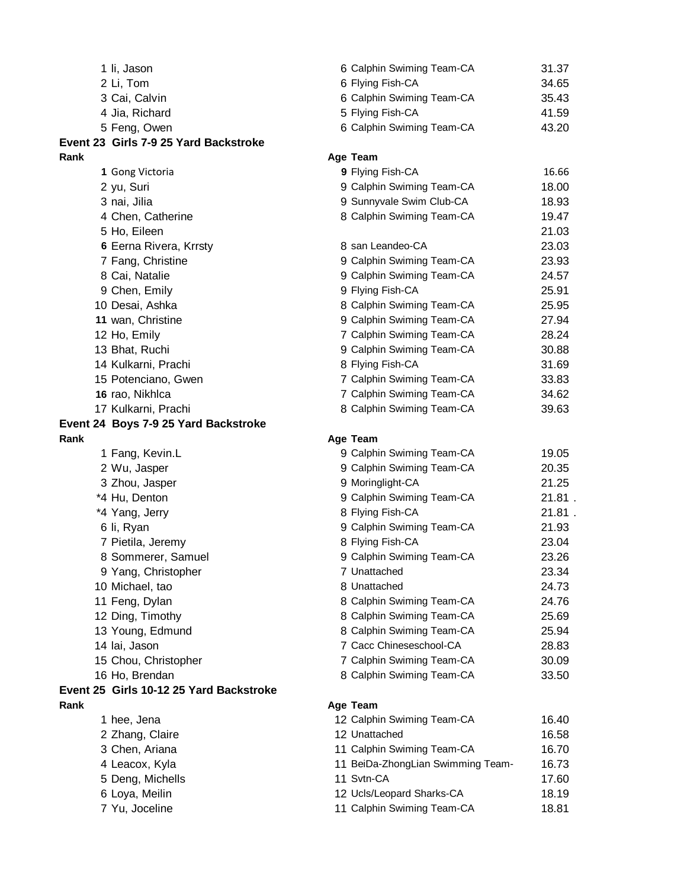| Rank | Name | Age | Team | Time |
|---|---|---|---|---|
| 1 | li, Jason | 6 | Calphin Swiming Team-CA | 31.37 |
| 2 | Li, Tom | 6 | Flying Fish-CA | 34.65 |
| 3 | Cai, Calvin | 6 | Calphin Swiming Team-CA | 35.43 |
| 4 | Jia, Richard | 5 | Flying Fish-CA | 41.59 |
| 5 | Feng, Owen | 6 | Calphin Swiming Team-CA | 43.20 |

**Event 23 Girls 7-9 25 Yard Backstroke**

| Rank | Name | Age | Team | Time |
|---|---|---|---|---|
| 1 | Gong Victoria | 9 | Flying Fish-CA | 16.66 |
| 2 | yu, Suri | 9 | Calphin Swiming Team-CA | 18.00 |
| 3 | nai, Jilia | 9 | Sunnyvale Swim Club-CA | 18.93 |
| 4 | Chen, Catherine | 8 | Calphin Swiming Team-CA | 19.47 |
| 5 | Ho, Eileen | | | 21.03 |
| 6 | Eerna Rivera, Krrsty | 8 | san Leandeo-CA | 23.03 |
| 7 | Fang, Christine | 9 | Calphin Swiming Team-CA | 23.93 |
| 8 | Cai, Natalie | 9 | Calphin Swiming Team-CA | 24.57 |
| 9 | Chen, Emily | 9 | Flying Fish-CA | 25.91 |
| 10 | Desai, Ashka | 8 | Calphin Swiming Team-CA | 25.95 |
| 11 | wan, Christine | 9 | Calphin Swiming Team-CA | 27.94 |
| 12 | Ho, Emily | 7 | Calphin Swiming Team-CA | 28.24 |
| 13 | Bhat, Ruchi | 9 | Calphin Swiming Team-CA | 30.88 |
| 14 | Kulkarni, Prachi | 8 | Flying Fish-CA | 31.69 |
| 15 | Potenciano, Gwen | 7 | Calphin Swiming Team-CA | 33.83 |
| 16 | rao, Nikhlca | 7 | Calphin Swiming Team-CA | 34.62 |
| 17 | Kulkarni, Prachi | 8 | Calphin Swiming Team-CA | 39.63 |

**Event 24 Boys 7-9 25 Yard Backstroke**

| Rank | Name | Age | Team | Time |
|---|---|---|---|---|
| 1 | Fang, Kevin.L | 9 | Calphin Swiming Team-CA | 19.05 |
| 2 | Wu, Jasper | 9 | Calphin Swiming Team-CA | 20.35 |
| 3 | Zhou, Jasper | 9 | Moringlight-CA | 21.25 |
| *4 | Hu, Denton | 9 | Calphin Swiming Team-CA | 21.81 . |
| *4 | Yang, Jerry | 8 | Flying Fish-CA | 21.81 . |
| 6 | li, Ryan | 9 | Calphin Swiming Team-CA | 21.93 |
| 7 | Pietila, Jeremy | 8 | Flying Fish-CA | 23.04 |
| 8 | Sommerer, Samuel | 9 | Calphin Swiming Team-CA | 23.26 |
| 9 | Yang, Christopher | 7 | Unattached | 23.34 |
| 10 | Michael, tao | 8 | Unattached | 24.73 |
| 11 | Feng, Dylan | 8 | Calphin Swiming Team-CA | 24.76 |
| 12 | Ding, Timothy | 8 | Calphin Swiming Team-CA | 25.69 |
| 13 | Young, Edmund | 8 | Calphin Swiming Team-CA | 25.94 |
| 14 | lai, Jason | 7 | Cacc Chineseschool-CA | 28.83 |
| 15 | Chou, Christopher | 7 | Calphin Swiming Team-CA | 30.09 |
| 16 | Ho, Brendan | 8 | Calphin Swiming Team-CA | 33.50 |

**Event 25 Girls 10-12 25 Yard Backstroke**

| Rank | Name | Age | Team | Time |
|---|---|---|---|---|
| 1 | hee, Jena | 12 | Calphin Swiming Team-CA | 16.40 |
| 2 | Zhang, Claire | 12 | Unattached | 16.58 |
| 3 | Chen, Ariana | 11 | Calphin Swiming Team-CA | 16.70 |
| 4 | Leacox, Kyla | 11 | BeiDa-ZhongLian Swimming Team- | 16.73 |
| 5 | Deng, Michells | 11 | Svtn-CA | 17.60 |
| 6 | Loya, Meilin | 12 | Ucls/Leopard Sharks-CA | 18.19 |
| 7 | Yu, Joceline | 11 | Calphin Swiming Team-CA | 18.81 |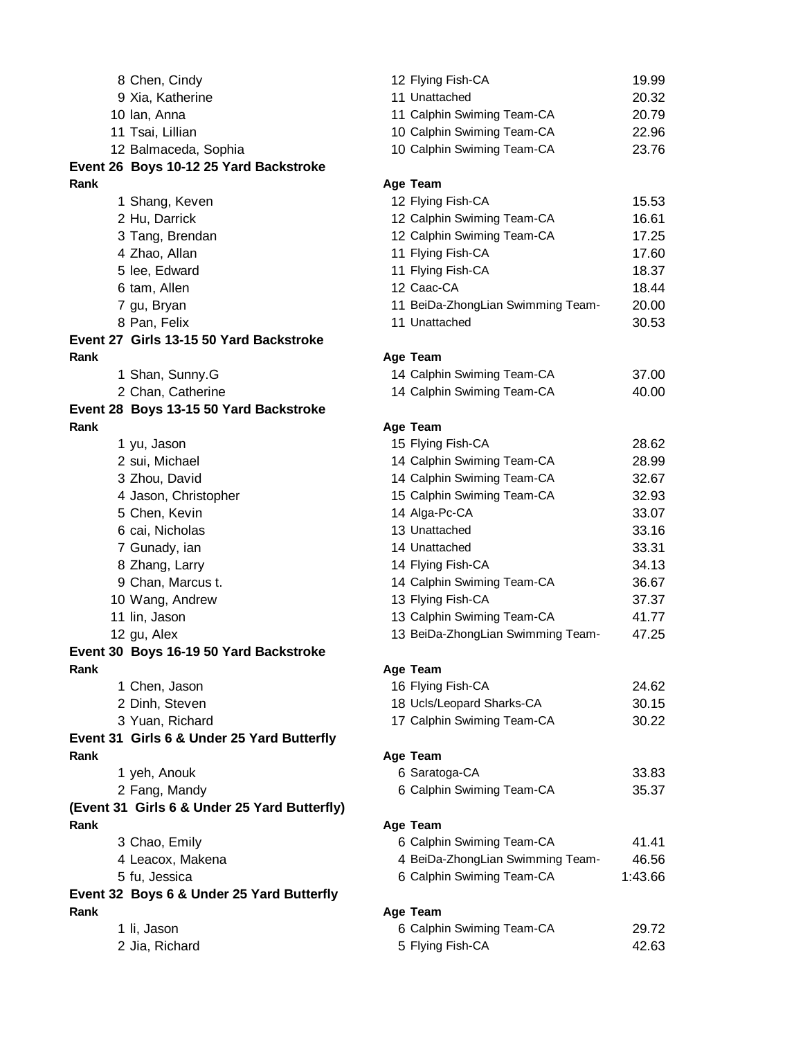| | | | |
|---|---|---|---|
| 8 | Chen, Cindy | 12 Flying Fish-CA | 19.99 |
| 9 | Xia, Katherine | 11 Unattached | 20.32 |
| 10 | lan, Anna | 11 Calphin Swiming Team-CA | 20.79 |
| 11 | Tsai, Lillian | 10 Calphin Swiming Team-CA | 22.96 |
| 12 | Balmaceda, Sophia | 10 Calphin Swiming Team-CA | 23.76 |

**Event 26 Boys 10-12 25 Yard Backstroke**

| Rank | | Age Team | |
|---|---|---|---|
| 1 | Shang, Keven | 12 Flying Fish-CA | 15.53 |
| 2 | Hu, Darrick | 12 Calphin Swiming Team-CA | 16.61 |
| 3 | Tang, Brendan | 12 Calphin Swiming Team-CA | 17.25 |
| 4 | Zhao, Allan | 11 Flying Fish-CA | 17.60 |
| 5 | lee, Edward | 11 Flying Fish-CA | 18.37 |
| 6 | tam, Allen | 12 Caac-CA | 18.44 |
| 7 | gu, Bryan | 11 BeiDa-ZhongLian Swimming Team- | 20.00 |
| 8 | Pan, Felix | 11 Unattached | 30.53 |

**Event 27 Girls 13-15 50 Yard Backstroke**

| Rank | | Age Team | |
|---|---|---|---|
| 1 | Shan, Sunny.G | 14 Calphin Swiming Team-CA | 37.00 |
| 2 | Chan, Catherine | 14 Calphin Swiming Team-CA | 40.00 |

**Event 28 Boys 13-15 50 Yard Backstroke**

| Rank | | Age Team | |
|---|---|---|---|
| 1 | yu, Jason | 15 Flying Fish-CA | 28.62 |
| 2 | sui, Michael | 14 Calphin Swiming Team-CA | 28.99 |
| 3 | Zhou, David | 14 Calphin Swiming Team-CA | 32.67 |
| 4 | Jason, Christopher | 15 Calphin Swiming Team-CA | 32.93 |
| 5 | Chen, Kevin | 14 Alga-Pc-CA | 33.07 |
| 6 | cai, Nicholas | 13 Unattached | 33.16 |
| 7 | Gunady, ian | 14 Unattached | 33.31 |
| 8 | Zhang, Larry | 14 Flying Fish-CA | 34.13 |
| 9 | Chan, Marcus t. | 14 Calphin Swiming Team-CA | 36.67 |
| 10 | Wang, Andrew | 13 Flying Fish-CA | 37.37 |
| 11 | lin, Jason | 13 Calphin Swiming Team-CA | 41.77 |
| 12 | gu, Alex | 13 BeiDa-ZhongLian Swimming Team- | 47.25 |

**Event 30 Boys 16-19 50 Yard Backstroke**

| Rank | | Age Team | |
|---|---|---|---|
| 1 | Chen, Jason | 16 Flying Fish-CA | 24.62 |
| 2 | Dinh, Steven | 18 Ucls/Leopard Sharks-CA | 30.15 |
| 3 | Yuan, Richard | 17 Calphin Swiming Team-CA | 30.22 |

**Event 31 Girls 6 & Under 25 Yard Butterfly**

| Rank | | Age Team | |
|---|---|---|---|
| 1 | yeh, Anouk | 6 Saratoga-CA | 33.83 |
| 2 | Fang, Mandy | 6 Calphin Swiming Team-CA | 35.37 |

**(Event 31 Girls 6 & Under 25 Yard Butterfly)**

| Rank | | Age Team | |
|---|---|---|---|
| 3 | Chao, Emily | 6 Calphin Swiming Team-CA | 41.41 |
| 4 | Leacox, Makena | 4 BeiDa-ZhongLian Swimming Team- | 46.56 |
| 5 | fu, Jessica | 6 Calphin Swiming Team-CA | 1:43.66 |

**Event 32 Boys 6 & Under 25 Yard Butterfly**

| Rank | | Age Team | |
|---|---|---|---|
| 1 | li, Jason | 6 Calphin Swiming Team-CA | 29.72 |
| 2 | Jia, Richard | 5 Flying Fish-CA | 42.63 |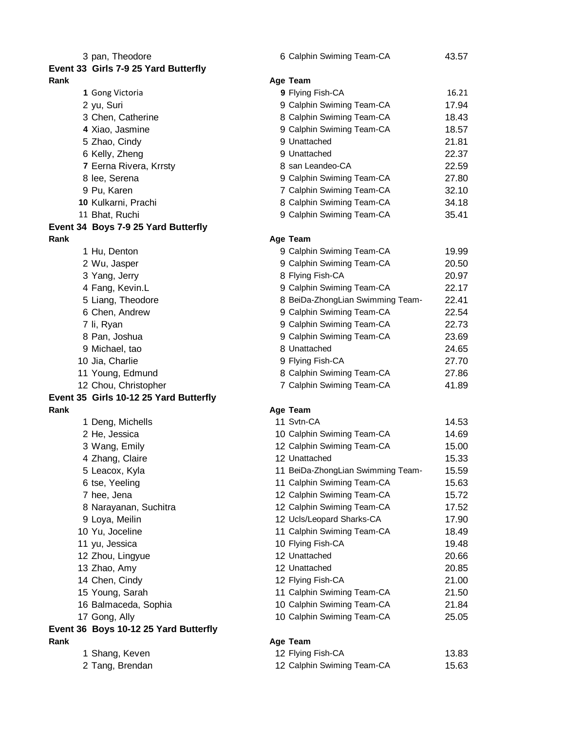| Rank | Name | Age | Team | Time |
|---|---|---|---|---|
| 3 | pan, Theodore | 6 | Calphin Swiming Team-CA | 43.57 |

**Event 33 Girls 7-9 25 Yard Butterfly**

| Rank | Name | Age | Team | Time |
|---|---|---|---|---|
| 1 | Gong Victoria | 9 | Flying Fish-CA | 16.21 |
| 2 | yu, Suri | 9 | Calphin Swiming Team-CA | 17.94 |
| 3 | Chen, Catherine | 8 | Calphin Swiming Team-CA | 18.43 |
| 4 | Xiao, Jasmine | 9 | Calphin Swiming Team-CA | 18.57 |
| 5 | Zhao, Cindy | 9 | Unattached | 21.81 |
| 6 | Kelly, Zheng | 9 | Unattached | 22.37 |
| 7 | Eerna Rivera, Krrsty | 8 | san Leandeo-CA | 22.59 |
| 8 | lee, Serena | 9 | Calphin Swiming Team-CA | 27.80 |
| 9 | Pu, Karen | 7 | Calphin Swiming Team-CA | 32.10 |
| 10 | Kulkarni, Prachi | 8 | Calphin Swiming Team-CA | 34.18 |
| 11 | Bhat, Ruchi | 9 | Calphin Swiming Team-CA | 35.41 |

**Event 34 Boys 7-9 25 Yard Butterfly**

| Rank | Name | Age | Team | Time |
|---|---|---|---|---|
| 1 | Hu, Denton | 9 | Calphin Swiming Team-CA | 19.99 |
| 2 | Wu, Jasper | 9 | Calphin Swiming Team-CA | 20.50 |
| 3 | Yang, Jerry | 8 | Flying Fish-CA | 20.97 |
| 4 | Fang, Kevin.L | 9 | Calphin Swiming Team-CA | 22.17 |
| 5 | Liang, Theodore | 8 | BeiDa-ZhongLian Swimming Team- | 22.41 |
| 6 | Chen, Andrew | 9 | Calphin Swiming Team-CA | 22.54 |
| 7 | li, Ryan | 9 | Calphin Swiming Team-CA | 22.73 |
| 8 | Pan, Joshua | 9 | Calphin Swiming Team-CA | 23.69 |
| 9 | Michael, tao | 8 | Unattached | 24.65 |
| 10 | Jia, Charlie | 9 | Flying Fish-CA | 27.70 |
| 11 | Young, Edmund | 8 | Calphin Swiming Team-CA | 27.86 |
| 12 | Chou, Christopher | 7 | Calphin Swiming Team-CA | 41.89 |

**Event 35 Girls 10-12 25 Yard Butterfly**

| Rank | Name | Age | Team | Time |
|---|---|---|---|---|
| 1 | Deng, Michells | 11 | Svtn-CA | 14.53 |
| 2 | He, Jessica | 10 | Calphin Swiming Team-CA | 14.69 |
| 3 | Wang, Emily | 12 | Calphin Swiming Team-CA | 15.00 |
| 4 | Zhang, Claire | 12 | Unattached | 15.33 |
| 5 | Leacox, Kyla | 11 | BeiDa-ZhongLian Swimming Team- | 15.59 |
| 6 | tse, Yeeling | 11 | Calphin Swiming Team-CA | 15.63 |
| 7 | hee, Jena | 12 | Calphin Swiming Team-CA | 15.72 |
| 8 | Narayanan, Suchitra | 12 | Calphin Swiming Team-CA | 17.52 |
| 9 | Loya, Meilin | 12 | Ucls/Leopard Sharks-CA | 17.90 |
| 10 | Yu, Joceline | 11 | Calphin Swiming Team-CA | 18.49 |
| 11 | yu, Jessica | 10 | Flying Fish-CA | 19.48 |
| 12 | Zhou, Lingyue | 12 | Unattached | 20.66 |
| 13 | Zhao, Amy | 12 | Unattached | 20.85 |
| 14 | Chen, Cindy | 12 | Flying Fish-CA | 21.00 |
| 15 | Young, Sarah | 11 | Calphin Swiming Team-CA | 21.50 |
| 16 | Balmaceda, Sophia | 10 | Calphin Swiming Team-CA | 21.84 |
| 17 | Gong, Ally | 10 | Calphin Swiming Team-CA | 25.05 |

**Event 36 Boys 10-12 25 Yard Butterfly**

| Rank | Name | Age | Team | Time |
|---|---|---|---|---|
| 1 | Shang, Keven | 12 | Flying Fish-CA | 13.83 |
| 2 | Tang, Brendan | 12 | Calphin Swiming Team-CA | 15.63 |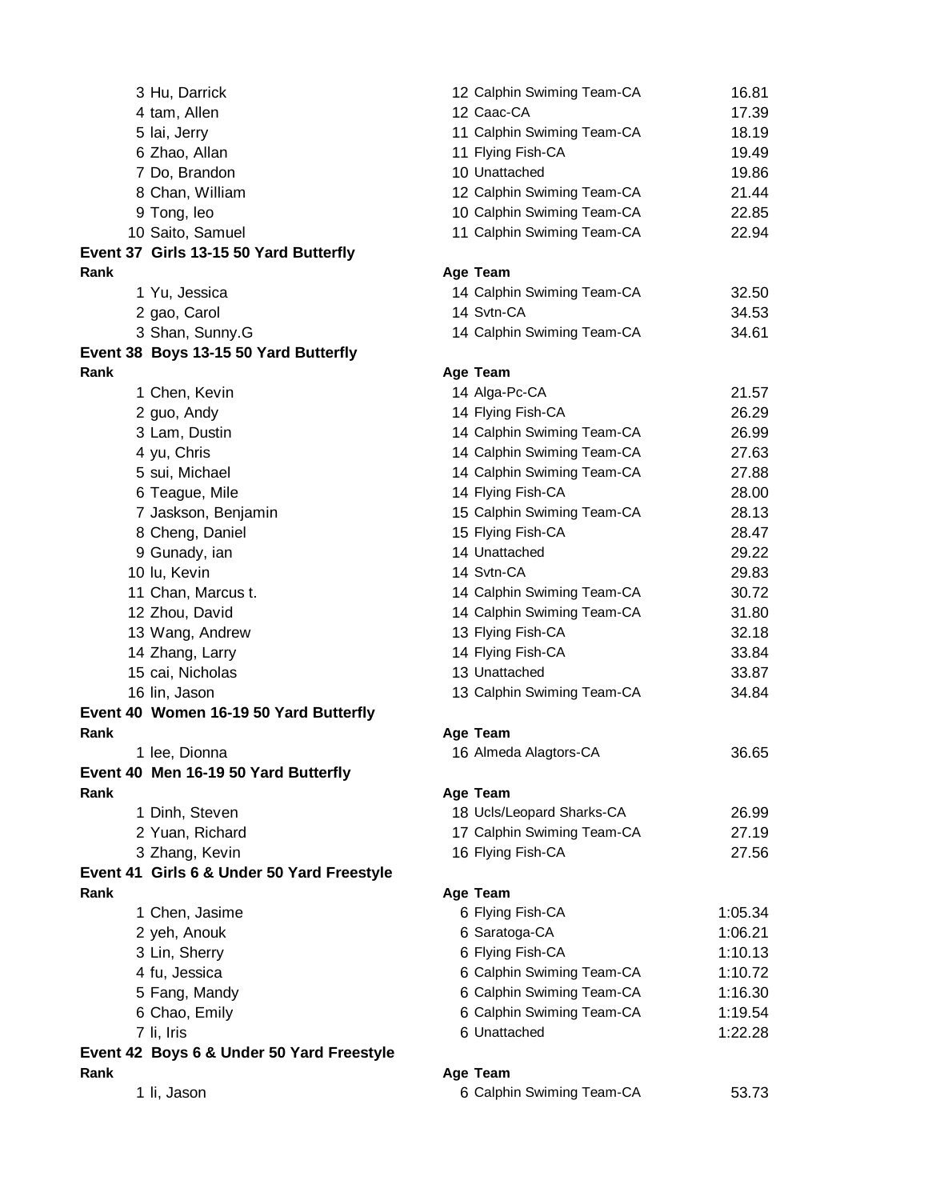| Rank | Name | Age | Team | Time |
|---|---|---|---|---|
| 3 | Hu, Darrick | 12 | Calphin Swiming Team-CA | 16.81 |
| 4 | tam, Allen | 12 | Caac-CA | 17.39 |
| 5 | lai, Jerry | 11 | Calphin Swiming Team-CA | 18.19 |
| 6 | Zhao, Allan | 11 | Flying Fish-CA | 19.49 |
| 7 | Do, Brandon | 10 | Unattached | 19.86 |
| 8 | Chan, William | 12 | Calphin Swiming Team-CA | 21.44 |
| 9 | Tong, leo | 10 | Calphin Swiming Team-CA | 22.85 |
| 10 | Saito, Samuel | 11 | Calphin Swiming Team-CA | 22.94 |

**Event 37 Girls 13-15 50 Yard Butterfly**

| Rank | Name | Age | Team | Time |
|---|---|---|---|---|
| 1 | Yu, Jessica | 14 | Calphin Swiming Team-CA | 32.50 |
| 2 | gao, Carol | 14 | Svtn-CA | 34.53 |
| 3 | Shan, Sunny.G | 14 | Calphin Swiming Team-CA | 34.61 |

**Event 38 Boys 13-15 50 Yard Butterfly**

| Rank | Name | Age | Team | Time |
|---|---|---|---|---|
| 1 | Chen, Kevin | 14 | Alga-Pc-CA | 21.57 |
| 2 | guo, Andy | 14 | Flying Fish-CA | 26.29 |
| 3 | Lam, Dustin | 14 | Calphin Swiming Team-CA | 26.99 |
| 4 | yu, Chris | 14 | Calphin Swiming Team-CA | 27.63 |
| 5 | sui, Michael | 14 | Calphin Swiming Team-CA | 27.88 |
| 6 | Teague, Mile | 14 | Flying Fish-CA | 28.00 |
| 7 | Jaskson, Benjamin | 15 | Calphin Swiming Team-CA | 28.13 |
| 8 | Cheng, Daniel | 15 | Flying Fish-CA | 28.47 |
| 9 | Gunady, ian | 14 | Unattached | 29.22 |
| 10 | lu, Kevin | 14 | Svtn-CA | 29.83 |
| 11 | Chan, Marcus t. | 14 | Calphin Swiming Team-CA | 30.72 |
| 12 | Zhou, David | 14 | Calphin Swiming Team-CA | 31.80 |
| 13 | Wang, Andrew | 13 | Flying Fish-CA | 32.18 |
| 14 | Zhang, Larry | 14 | Flying Fish-CA | 33.84 |
| 15 | cai, Nicholas | 13 | Unattached | 33.87 |
| 16 | lin, Jason | 13 | Calphin Swiming Team-CA | 34.84 |

**Event 40 Women 16-19 50 Yard Butterfly**

| Rank | Name | Age | Team | Time |
|---|---|---|---|---|
| 1 | lee, Dionna | 16 | Almeda Alagtors-CA | 36.65 |

**Event 40 Men 16-19 50 Yard Butterfly**

| Rank | Name | Age | Team | Time |
|---|---|---|---|---|
| 1 | Dinh, Steven | 18 | Ucls/Leopard Sharks-CA | 26.99 |
| 2 | Yuan, Richard | 17 | Calphin Swiming Team-CA | 27.19 |
| 3 | Zhang, Kevin | 16 | Flying Fish-CA | 27.56 |

**Event 41 Girls 6 & Under 50 Yard Freestyle**

| Rank | Name | Age | Team | Time |
|---|---|---|---|---|
| 1 | Chen, Jasime | 6 | Flying Fish-CA | 1:05.34 |
| 2 | yeh, Anouk | 6 | Saratoga-CA | 1:06.21 |
| 3 | Lin, Sherry | 6 | Flying Fish-CA | 1:10.13 |
| 4 | fu, Jessica | 6 | Calphin Swiming Team-CA | 1:10.72 |
| 5 | Fang, Mandy | 6 | Calphin Swiming Team-CA | 1:16.30 |
| 6 | Chao, Emily | 6 | Calphin Swiming Team-CA | 1:19.54 |
| 7 | li, Iris | 6 | Unattached | 1:22.28 |

**Event 42 Boys 6 & Under 50 Yard Freestyle**

| Rank | Name | Age | Team | Time |
|---|---|---|---|---|
| 1 | li, Jason | 6 | Calphin Swiming Team-CA | 53.73 |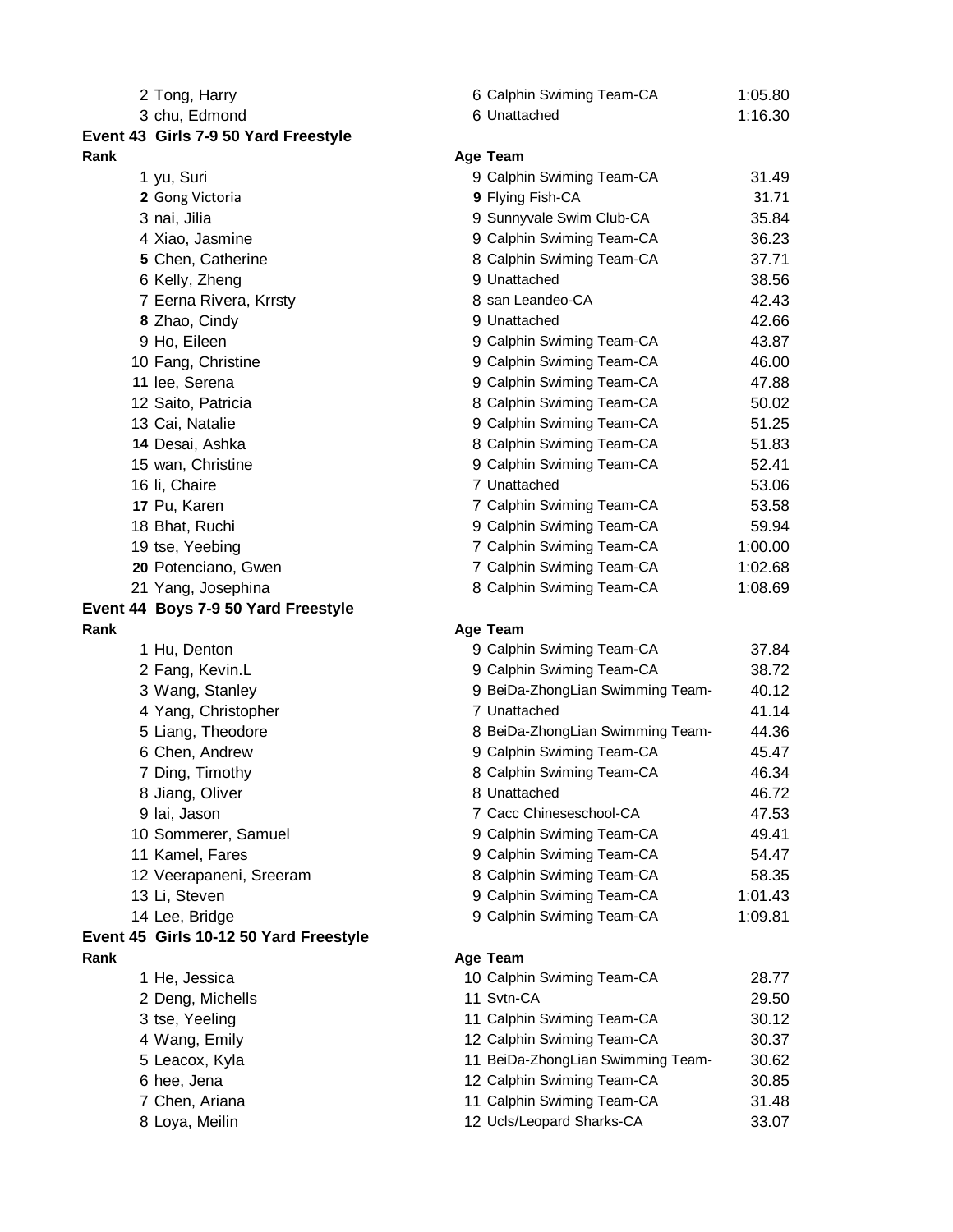| Rank | Name | Age | Team | Time |
|---|---|---|---|---|
| 2 | Tong, Harry | 6 | Calphin Swiming Team-CA | 1:05.80 |
| 3 | chu, Edmond | 6 | Unattached | 1:16.30 |

### Event 43 Girls 7-9 50 Yard Freestyle

| Rank | Name | Age | Team | Time |
|---|---|---|---|---|
| 1 | yu, Suri | 9 | Calphin Swiming Team-CA | 31.49 |
| 2 | Gong Victoria | 9 | Flying Fish-CA | 31.71 |
| 3 | nai, Jilia | 9 | Sunnyvale Swim Club-CA | 35.84 |
| 4 | Xiao, Jasmine | 9 | Calphin Swiming Team-CA | 36.23 |
| 5 | Chen, Catherine | 8 | Calphin Swiming Team-CA | 37.71 |
| 6 | Kelly, Zheng | 9 | Unattached | 38.56 |
| 7 | Eerna Rivera, Krrsty | 8 | san Leandeo-CA | 42.43 |
| 8 | Zhao, Cindy | 9 | Unattached | 42.66 |
| 9 | Ho, Eileen | 9 | Calphin Swiming Team-CA | 43.87 |
| 10 | Fang, Christine | 9 | Calphin Swiming Team-CA | 46.00 |
| 11 | lee, Serena | 9 | Calphin Swiming Team-CA | 47.88 |
| 12 | Saito, Patricia | 8 | Calphin Swiming Team-CA | 50.02 |
| 13 | Cai, Natalie | 9 | Calphin Swiming Team-CA | 51.25 |
| 14 | Desai, Ashka | 8 | Calphin Swiming Team-CA | 51.83 |
| 15 | wan, Christine | 9 | Calphin Swiming Team-CA | 52.41 |
| 16 | li, Chaire | 7 | Unattached | 53.06 |
| 17 | Pu, Karen | 7 | Calphin Swiming Team-CA | 53.58 |
| 18 | Bhat, Ruchi | 9 | Calphin Swiming Team-CA | 59.94 |
| 19 | tse, Yeebing | 7 | Calphin Swiming Team-CA | 1:00.00 |
| 20 | Potenciano, Gwen | 7 | Calphin Swiming Team-CA | 1:02.68 |
| 21 | Yang, Josephina | 8 | Calphin Swiming Team-CA | 1:08.69 |

### Event 44 Boys 7-9 50 Yard Freestyle

| Rank | Name | Age | Team | Time |
|---|---|---|---|---|
| 1 | Hu, Denton | 9 | Calphin Swiming Team-CA | 37.84 |
| 2 | Fang, Kevin.L | 9 | Calphin Swiming Team-CA | 38.72 |
| 3 | Wang, Stanley | 9 | BeiDa-ZhongLian Swimming Team- | 40.12 |
| 4 | Yang, Christopher | 7 | Unattached | 41.14 |
| 5 | Liang, Theodore | 8 | BeiDa-ZhongLian Swimming Team- | 44.36 |
| 6 | Chen, Andrew | 9 | Calphin Swiming Team-CA | 45.47 |
| 7 | Ding, Timothy | 8 | Calphin Swiming Team-CA | 46.34 |
| 8 | Jiang, Oliver | 8 | Unattached | 46.72 |
| 9 | lai, Jason | 7 | Cacc Chineseschool-CA | 47.53 |
| 10 | Sommerer, Samuel | 9 | Calphin Swiming Team-CA | 49.41 |
| 11 | Kamel, Fares | 9 | Calphin Swiming Team-CA | 54.47 |
| 12 | Veerapaneni, Sreeram | 8 | Calphin Swiming Team-CA | 58.35 |
| 13 | Li, Steven | 9 | Calphin Swiming Team-CA | 1:01.43 |
| 14 | Lee, Bridge | 9 | Calphin Swiming Team-CA | 1:09.81 |

### Event 45 Girls 10-12 50 Yard Freestyle

| Rank | Name | Age | Team | Time |
|---|---|---|---|---|
| 1 | He, Jessica | 10 | Calphin Swiming Team-CA | 28.77 |
| 2 | Deng, Michells | 11 | Svtn-CA | 29.50 |
| 3 | tse, Yeeling | 11 | Calphin Swiming Team-CA | 30.12 |
| 4 | Wang, Emily | 12 | Calphin Swiming Team-CA | 30.37 |
| 5 | Leacox, Kyla | 11 | BeiDa-ZhongLian Swimming Team- | 30.62 |
| 6 | hee, Jena | 12 | Calphin Swiming Team-CA | 30.85 |
| 7 | Chen, Ariana | 11 | Calphin Swiming Team-CA | 31.48 |
| 8 | Loya, Meilin | 12 | Ucls/Leopard Sharks-CA | 33.07 |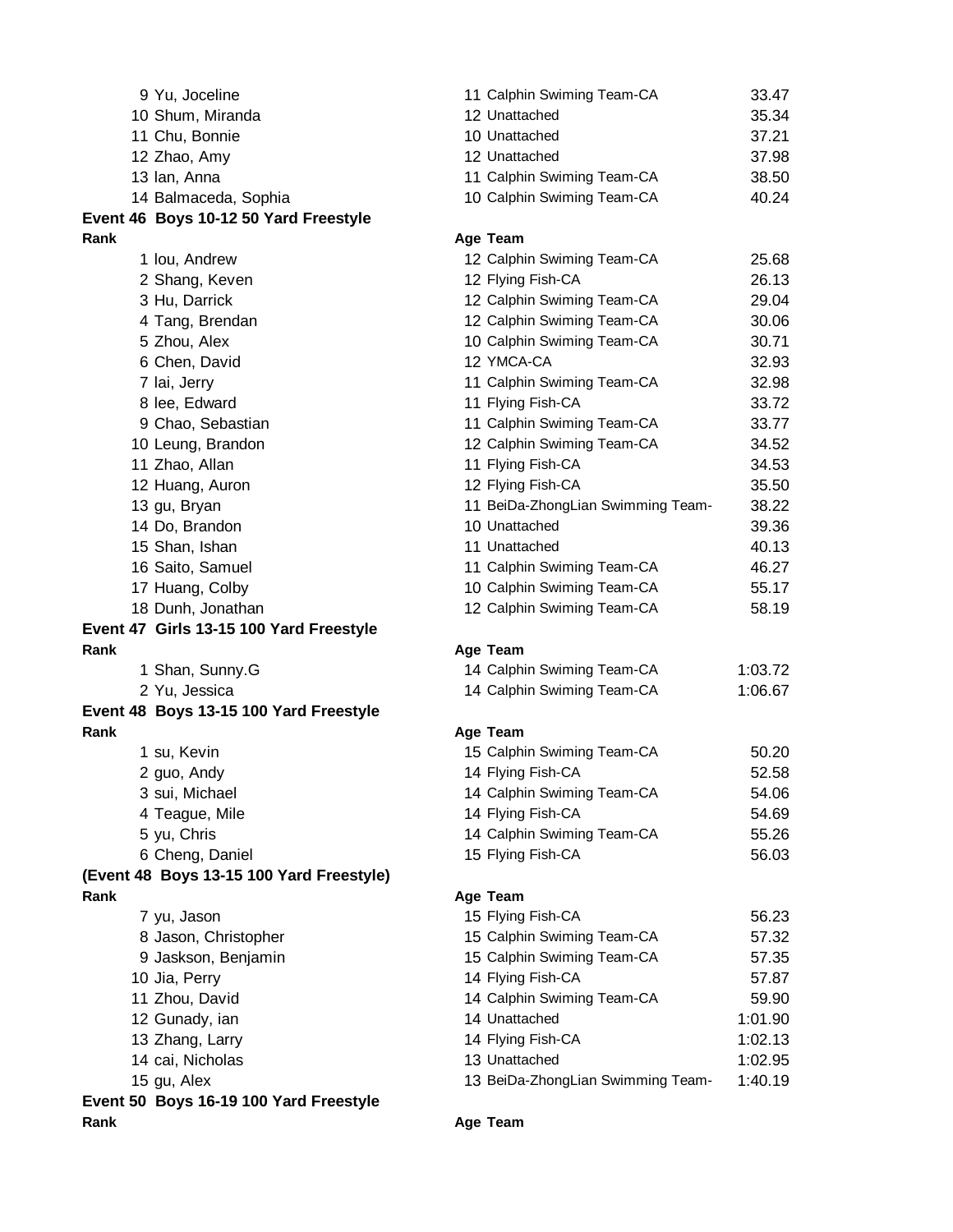| Rank | Name | Age | Team | Time |
|---|---|---|---|---|
| 9 | Yu, Joceline | 11 | Calphin Swiming Team-CA | 33.47 |
| 10 | Shum, Miranda | 12 | Unattached | 35.34 |
| 11 | Chu, Bonnie | 10 | Unattached | 37.21 |
| 12 | Zhao, Amy | 12 | Unattached | 37.98 |
| 13 | lan, Anna | 11 | Calphin Swiming Team-CA | 38.50 |
| 14 | Balmaceda, Sophia | 10 | Calphin Swiming Team-CA | 40.24 |

**Event 46 Boys 10-12 50 Yard Freestyle**

| Rank | Name | Age | Team | Time |
|---|---|---|---|---|
| 1 | lou, Andrew | 12 | Calphin Swiming Team-CA | 25.68 |
| 2 | Shang, Keven | 12 | Flying Fish-CA | 26.13 |
| 3 | Hu, Darrick | 12 | Calphin Swiming Team-CA | 29.04 |
| 4 | Tang, Brendan | 12 | Calphin Swiming Team-CA | 30.06 |
| 5 | Zhou, Alex | 10 | Calphin Swiming Team-CA | 30.71 |
| 6 | Chen, David | 12 | YMCA-CA | 32.93 |
| 7 | lai, Jerry | 11 | Calphin Swiming Team-CA | 32.98 |
| 8 | lee, Edward | 11 | Flying Fish-CA | 33.72 |
| 9 | Chao, Sebastian | 11 | Calphin Swiming Team-CA | 33.77 |
| 10 | Leung, Brandon | 12 | Calphin Swiming Team-CA | 34.52 |
| 11 | Zhao, Allan | 11 | Flying Fish-CA | 34.53 |
| 12 | Huang, Auron | 12 | Flying Fish-CA | 35.50 |
| 13 | gu, Bryan | 11 | BeiDa-ZhongLian Swimming Team- | 38.22 |
| 14 | Do, Brandon | 10 | Unattached | 39.36 |
| 15 | Shan, Ishan | 11 | Unattached | 40.13 |
| 16 | Saito, Samuel | 11 | Calphin Swiming Team-CA | 46.27 |
| 17 | Huang, Colby | 10 | Calphin Swiming Team-CA | 55.17 |
| 18 | Dunh, Jonathan | 12 | Calphin Swiming Team-CA | 58.19 |

**Event 47 Girls 13-15 100 Yard Freestyle**

| Rank | Name | Age | Team | Time |
|---|---|---|---|---|
| 1 | Shan, Sunny.G | 14 | Calphin Swiming Team-CA | 1:03.72 |
| 2 | Yu, Jessica | 14 | Calphin Swiming Team-CA | 1:06.67 |

**Event 48 Boys 13-15 100 Yard Freestyle**

| Rank | Name | Age | Team | Time |
|---|---|---|---|---|
| 1 | su, Kevin | 15 | Calphin Swiming Team-CA | 50.20 |
| 2 | guo, Andy | 14 | Flying Fish-CA | 52.58 |
| 3 | sui, Michael | 14 | Calphin Swiming Team-CA | 54.06 |
| 4 | Teague, Mile | 14 | Flying Fish-CA | 54.69 |
| 5 | yu, Chris | 14 | Calphin Swiming Team-CA | 55.26 |
| 6 | Cheng, Daniel | 15 | Flying Fish-CA | 56.03 |

**(Event 48 Boys 13-15 100 Yard Freestyle)**

| Rank | Name | Age | Team | Time |
|---|---|---|---|---|
| 7 | yu, Jason | 15 | Flying Fish-CA | 56.23 |
| 8 | Jason, Christopher | 15 | Calphin Swiming Team-CA | 57.32 |
| 9 | Jaskson, Benjamin | 15 | Calphin Swiming Team-CA | 57.35 |
| 10 | Jia, Perry | 14 | Flying Fish-CA | 57.87 |
| 11 | Zhou, David | 14 | Calphin Swiming Team-CA | 59.90 |
| 12 | Gunady, ian | 14 | Unattached | 1:01.90 |
| 13 | Zhang, Larry | 14 | Flying Fish-CA | 1:02.13 |
| 14 | cai, Nicholas | 13 | Unattached | 1:02.95 |
| 15 | gu, Alex | 13 | BeiDa-ZhongLian Swimming Team- | 1:40.19 |

**Event 50 Boys 16-19 100 Yard Freestyle**

| Rank | Name | Age | Team | Time |
|---|---|---|---|---|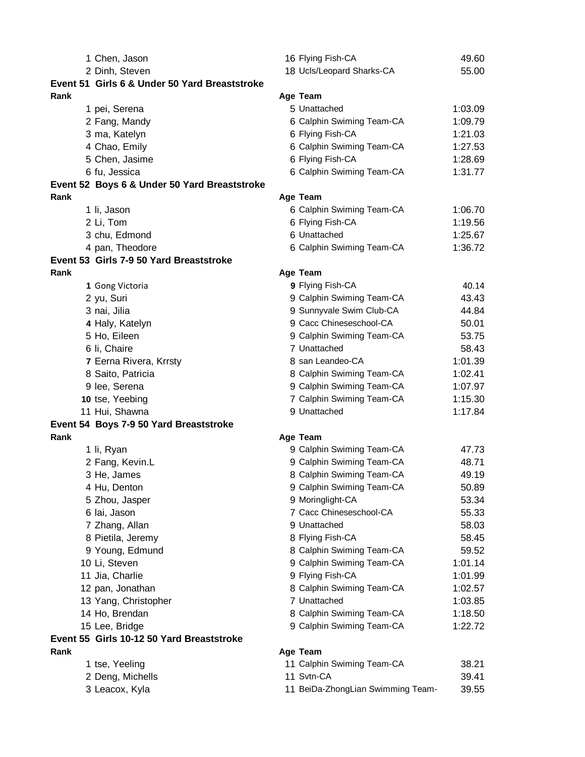| Rank | Name | Age | Team | Time |
|---|---|---|---|---|
| 1 | Chen, Jason | 16 | Flying Fish-CA | 49.60 |
| 2 | Dinh, Steven | 18 | Ucls/Leopard Sharks-CA | 55.00 |

### Event 51 Girls 6 & Under 50 Yard Breaststroke

| Rank | Name | Age | Team | Time |
|---|---|---|---|---|
| 1 | pei, Serena | 5 | Unattached | 1:03.09 |
| 2 | Fang, Mandy | 6 | Calphin Swiming Team-CA | 1:09.79 |
| 3 | ma, Katelyn | 6 | Flying Fish-CA | 1:21.03 |
| 4 | Chao, Emily | 6 | Calphin Swiming Team-CA | 1:27.53 |
| 5 | Chen, Jasime | 6 | Flying Fish-CA | 1:28.69 |
| 6 | fu, Jessica | 6 | Calphin Swiming Team-CA | 1:31.77 |

### Event 52 Boys 6 & Under 50 Yard Breaststroke

| Rank | Name | Age | Team | Time |
|---|---|---|---|---|
| 1 | li, Jason | 6 | Calphin Swiming Team-CA | 1:06.70 |
| 2 | Li, Tom | 6 | Flying Fish-CA | 1:19.56 |
| 3 | chu, Edmond | 6 | Unattached | 1:25.67 |
| 4 | pan, Theodore | 6 | Calphin Swiming Team-CA | 1:36.72 |

### Event 53 Girls 7-9 50 Yard Breaststroke

| Rank | Name | Age | Team | Time |
|---|---|---|---|---|
| 1 | Gong Victoria | 9 | Flying Fish-CA | 40.14 |
| 2 | yu, Suri | 9 | Calphin Swiming Team-CA | 43.43 |
| 3 | nai, Jilia | 9 | Sunnyvale Swim Club-CA | 44.84 |
| 4 | Haly, Katelyn | 9 | Cacc Chineseschool-CA | 50.01 |
| 5 | Ho, Eileen | 9 | Calphin Swiming Team-CA | 53.75 |
| 6 | li, Chaire | 7 | Unattached | 58.43 |
| 7 | Eerna Rivera, Krrsty | 8 | san Leandeo-CA | 1:01.39 |
| 8 | Saito, Patricia | 8 | Calphin Swiming Team-CA | 1:02.41 |
| 9 | lee, Serena | 9 | Calphin Swiming Team-CA | 1:07.97 |
| 10 | tse, Yeebing | 7 | Calphin Swiming Team-CA | 1:15.30 |
| 11 | Hui, Shawna | 9 | Unattached | 1:17.84 |

### Event 54 Boys 7-9 50 Yard Breaststroke

| Rank | Name | Age | Team | Time |
|---|---|---|---|---|
| 1 | li, Ryan | 9 | Calphin Swiming Team-CA | 47.73 |
| 2 | Fang, Kevin.L | 9 | Calphin Swiming Team-CA | 48.71 |
| 3 | He, James | 8 | Calphin Swiming Team-CA | 49.19 |
| 4 | Hu, Denton | 9 | Calphin Swiming Team-CA | 50.89 |
| 5 | Zhou, Jasper | 9 | Moringlight-CA | 53.34 |
| 6 | lai, Jason | 7 | Cacc Chineseschool-CA | 55.33 |
| 7 | Zhang, Allan | 9 | Unattached | 58.03 |
| 8 | Pietila, Jeremy | 8 | Flying Fish-CA | 58.45 |
| 9 | Young, Edmund | 8 | Calphin Swiming Team-CA | 59.52 |
| 10 | Li, Steven | 9 | Calphin Swiming Team-CA | 1:01.14 |
| 11 | Jia, Charlie | 9 | Flying Fish-CA | 1:01.99 |
| 12 | pan, Jonathan | 8 | Calphin Swiming Team-CA | 1:02.57 |
| 13 | Yang, Christopher | 7 | Unattached | 1:03.85 |
| 14 | Ho, Brendan | 8 | Calphin Swiming Team-CA | 1:18.50 |
| 15 | Lee, Bridge | 9 | Calphin Swiming Team-CA | 1:22.72 |

### Event 55 Girls 10-12 50 Yard Breaststroke

| Rank | Name | Age | Team | Time |
|---|---|---|---|---|
| 1 | tse, Yeeling | 11 | Calphin Swiming Team-CA | 38.21 |
| 2 | Deng, Michells | 11 | Svtn-CA | 39.41 |
| 3 | Leacox, Kyla | 11 | BeiDa-ZhongLian Swimming Team- | 39.55 |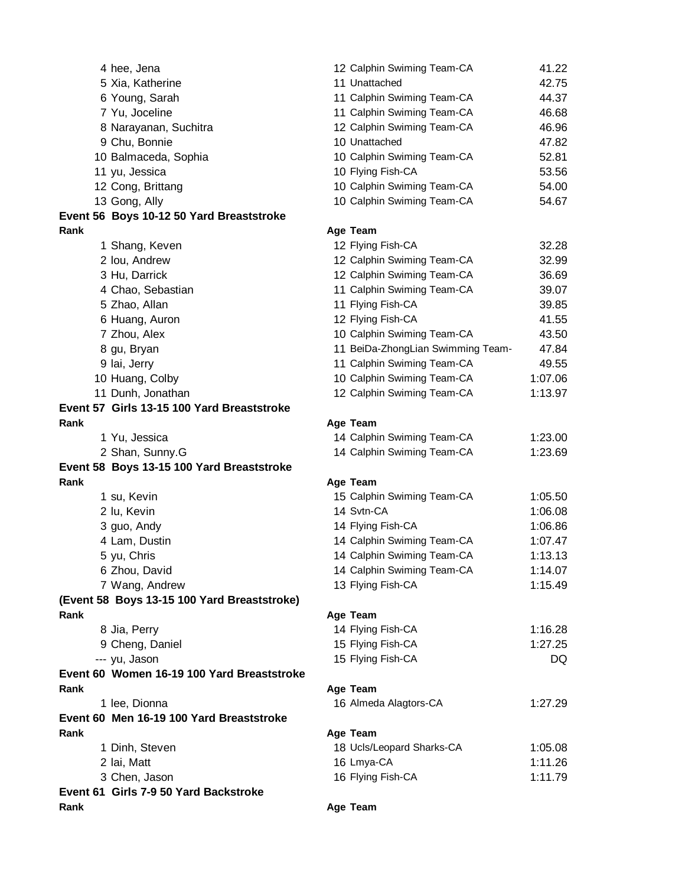| Rank | Name | Age | Team | Time |
|---|---|---|---|---|
| 4 | hee, Jena | 12 | Calphin Swiming Team-CA | 41.22 |
| 5 | Xia, Katherine | 11 | Unattached | 42.75 |
| 6 | Young, Sarah | 11 | Calphin Swiming Team-CA | 44.37 |
| 7 | Yu, Joceline | 11 | Calphin Swiming Team-CA | 46.68 |
| 8 | Narayanan, Suchitra | 12 | Calphin Swiming Team-CA | 46.96 |
| 9 | Chu, Bonnie | 10 | Unattached | 47.82 |
| 10 | Balmaceda, Sophia | 10 | Calphin Swiming Team-CA | 52.81 |
| 11 | yu, Jessica | 10 | Flying Fish-CA | 53.56 |
| 12 | Cong, Brittang | 10 | Calphin Swiming Team-CA | 54.00 |
| 13 | Gong, Ally | 10 | Calphin Swiming Team-CA | 54.67 |

**Event 56 Boys 10-12 50 Yard Breaststroke**

| Rank | Name | Age | Team | Time |
|---|---|---|---|---|
| 1 | Shang, Keven | 12 | Flying Fish-CA | 32.28 |
| 2 | lou, Andrew | 12 | Calphin Swiming Team-CA | 32.99 |
| 3 | Hu, Darrick | 12 | Calphin Swiming Team-CA | 36.69 |
| 4 | Chao, Sebastian | 11 | Calphin Swiming Team-CA | 39.07 |
| 5 | Zhao, Allan | 11 | Flying Fish-CA | 39.85 |
| 6 | Huang, Auron | 12 | Flying Fish-CA | 41.55 |
| 7 | Zhou, Alex | 10 | Calphin Swiming Team-CA | 43.50 |
| 8 | gu, Bryan | 11 | BeiDa-ZhongLian Swimming Team- | 47.84 |
| 9 | lai, Jerry | 11 | Calphin Swiming Team-CA | 49.55 |
| 10 | Huang, Colby | 10 | Calphin Swiming Team-CA | 1:07.06 |
| 11 | Dunh, Jonathan | 12 | Calphin Swiming Team-CA | 1:13.97 |

**Event 57 Girls 13-15 100 Yard Breaststroke**

| Rank | Name | Age | Team | Time |
|---|---|---|---|---|
| 1 | Yu, Jessica | 14 | Calphin Swiming Team-CA | 1:23.00 |
| 2 | Shan, Sunny.G | 14 | Calphin Swiming Team-CA | 1:23.69 |

**Event 58 Boys 13-15 100 Yard Breaststroke**

| Rank | Name | Age | Team | Time |
|---|---|---|---|---|
| 1 | su, Kevin | 15 | Calphin Swiming Team-CA | 1:05.50 |
| 2 | lu, Kevin | 14 | Svtn-CA | 1:06.08 |
| 3 | guo, Andy | 14 | Flying Fish-CA | 1:06.86 |
| 4 | Lam, Dustin | 14 | Calphin Swiming Team-CA | 1:07.47 |
| 5 | yu, Chris | 14 | Calphin Swiming Team-CA | 1:13.13 |
| 6 | Zhou, David | 14 | Calphin Swiming Team-CA | 1:14.07 |
| 7 | Wang, Andrew | 13 | Flying Fish-CA | 1:15.49 |

**(Event 58 Boys 13-15 100 Yard Breaststroke)**

| Rank | Name | Age | Team | Time |
|---|---|---|---|---|
| 8 | Jia, Perry | 14 | Flying Fish-CA | 1:16.28 |
| 9 | Cheng, Daniel | 15 | Flying Fish-CA | 1:27.25 |
| --- | yu, Jason | 15 | Flying Fish-CA | DQ |

**Event 60 Women 16-19 100 Yard Breaststroke**

| Rank | Name | Age | Team | Time |
|---|---|---|---|---|
| 1 | lee, Dionna | 16 | Almeda Alagtors-CA | 1:27.29 |

**Event 60 Men 16-19 100 Yard Breaststroke**

| Rank | Name | Age | Team | Time |
|---|---|---|---|---|
| 1 | Dinh, Steven | 18 | Ucls/Leopard Sharks-CA | 1:05.08 |
| 2 | lai, Matt | 16 | Lmya-CA | 1:11.26 |
| 3 | Chen, Jason | 16 | Flying Fish-CA | 1:11.79 |

**Event 61 Girls 7-9 50 Yard Backstroke**

| Rank | Name | Age | Team | Time |
|---|---|---|---|---|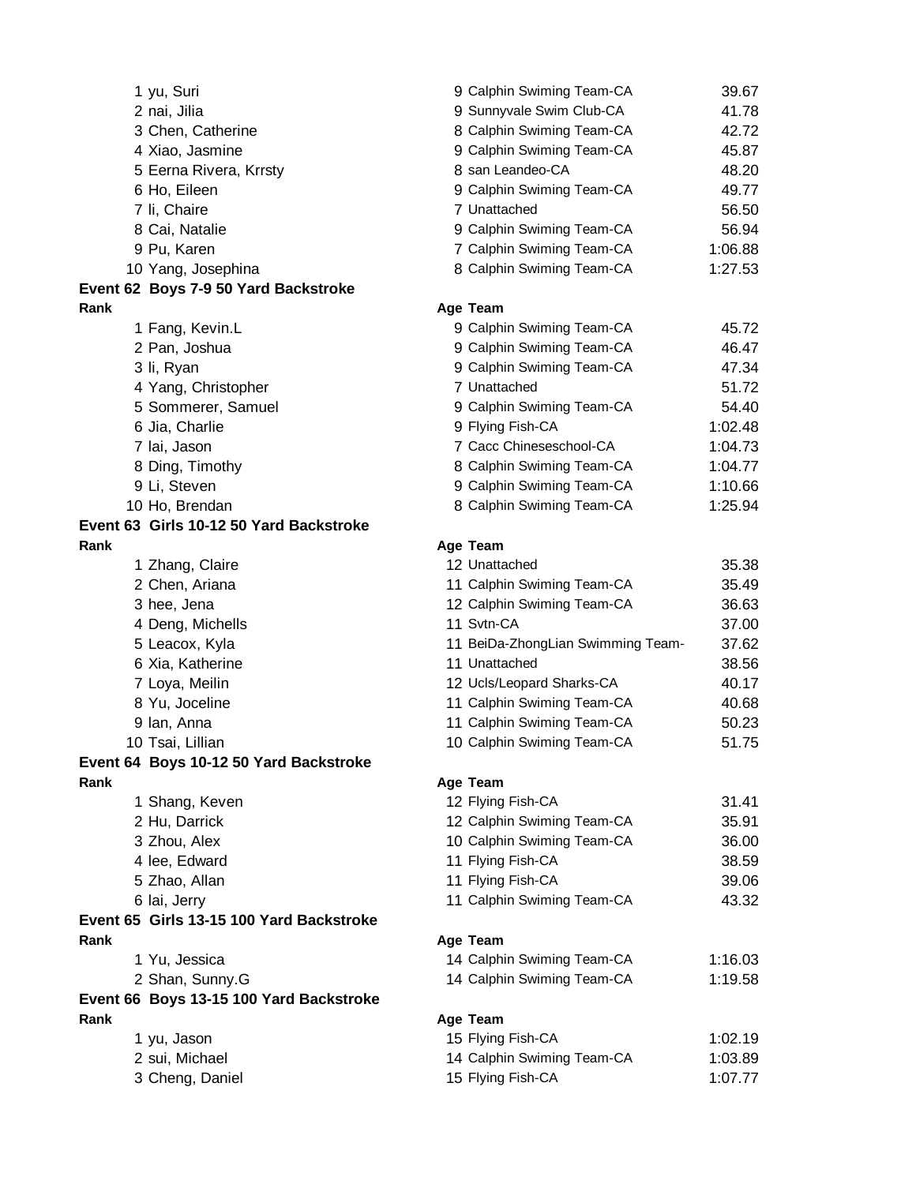| Rank | Name | Age | Team | Time |
|---|---|---|---|---|
| 1 | yu, Suri | 9 | Calphin Swiming Team-CA | 39.67 |
| 2 | nai, Jilia | 9 | Sunnyvale Swim Club-CA | 41.78 |
| 3 | Chen, Catherine | 8 | Calphin Swiming Team-CA | 42.72 |
| 4 | Xiao, Jasmine | 9 | Calphin Swiming Team-CA | 45.87 |
| 5 | Eerna Rivera, Krrsty | 8 | san Leandeo-CA | 48.20 |
| 6 | Ho, Eileen | 9 | Calphin Swiming Team-CA | 49.77 |
| 7 | li, Chaire | 7 | Unattached | 56.50 |
| 8 | Cai, Natalie | 9 | Calphin Swiming Team-CA | 56.94 |
| 9 | Pu, Karen | 7 | Calphin Swiming Team-CA | 1:06.88 |
| 10 | Yang, Josephina | 8 | Calphin Swiming Team-CA | 1:27.53 |

**Event 62 Boys 7-9 50 Yard Backstroke**

| Rank | Name | Age | Team | Time |
|---|---|---|---|---|
| 1 | Fang, Kevin.L | 9 | Calphin Swiming Team-CA | 45.72 |
| 2 | Pan, Joshua | 9 | Calphin Swiming Team-CA | 46.47 |
| 3 | li, Ryan | 9 | Calphin Swiming Team-CA | 47.34 |
| 4 | Yang, Christopher | 7 | Unattached | 51.72 |
| 5 | Sommerer, Samuel | 9 | Calphin Swiming Team-CA | 54.40 |
| 6 | Jia, Charlie | 9 | Flying Fish-CA | 1:02.48 |
| 7 | lai, Jason | 7 | Cacc Chineseschool-CA | 1:04.73 |
| 8 | Ding, Timothy | 8 | Calphin Swiming Team-CA | 1:04.77 |
| 9 | Li, Steven | 9 | Calphin Swiming Team-CA | 1:10.66 |
| 10 | Ho, Brendan | 8 | Calphin Swiming Team-CA | 1:25.94 |

**Event 63 Girls 10-12 50 Yard Backstroke**

| Rank | Name | Age | Team | Time |
|---|---|---|---|---|
| 1 | Zhang, Claire | 12 | Unattached | 35.38 |
| 2 | Chen, Ariana | 11 | Calphin Swiming Team-CA | 35.49 |
| 3 | hee, Jena | 12 | Calphin Swiming Team-CA | 36.63 |
| 4 | Deng, Michells | 11 | Svtn-CA | 37.00 |
| 5 | Leacox, Kyla | 11 | BeiDa-ZhongLian Swimming Team- | 37.62 |
| 6 | Xia, Katherine | 11 | Unattached | 38.56 |
| 7 | Loya, Meilin | 12 | Ucls/Leopard Sharks-CA | 40.17 |
| 8 | Yu, Joceline | 11 | Calphin Swiming Team-CA | 40.68 |
| 9 | lan, Anna | 11 | Calphin Swiming Team-CA | 50.23 |
| 10 | Tsai, Lillian | 10 | Calphin Swiming Team-CA | 51.75 |

**Event 64 Boys 10-12 50 Yard Backstroke**

| Rank | Name | Age | Team | Time |
|---|---|---|---|---|
| 1 | Shang, Keven | 12 | Flying Fish-CA | 31.41 |
| 2 | Hu, Darrick | 12 | Calphin Swiming Team-CA | 35.91 |
| 3 | Zhou, Alex | 10 | Calphin Swiming Team-CA | 36.00 |
| 4 | lee, Edward | 11 | Flying Fish-CA | 38.59 |
| 5 | Zhao, Allan | 11 | Flying Fish-CA | 39.06 |
| 6 | lai, Jerry | 11 | Calphin Swiming Team-CA | 43.32 |

**Event 65 Girls 13-15 100 Yard Backstroke**

| Rank | Name | Age | Team | Time |
|---|---|---|---|---|
| 1 | Yu, Jessica | 14 | Calphin Swiming Team-CA | 1:16.03 |
| 2 | Shan, Sunny.G | 14 | Calphin Swiming Team-CA | 1:19.58 |

**Event 66 Boys 13-15 100 Yard Backstroke**

| Rank | Name | Age | Team | Time |
|---|---|---|---|---|
| 1 | yu, Jason | 15 | Flying Fish-CA | 1:02.19 |
| 2 | sui, Michael | 14 | Calphin Swiming Team-CA | 1:03.89 |
| 3 | Cheng, Daniel | 15 | Flying Fish-CA | 1:07.77 |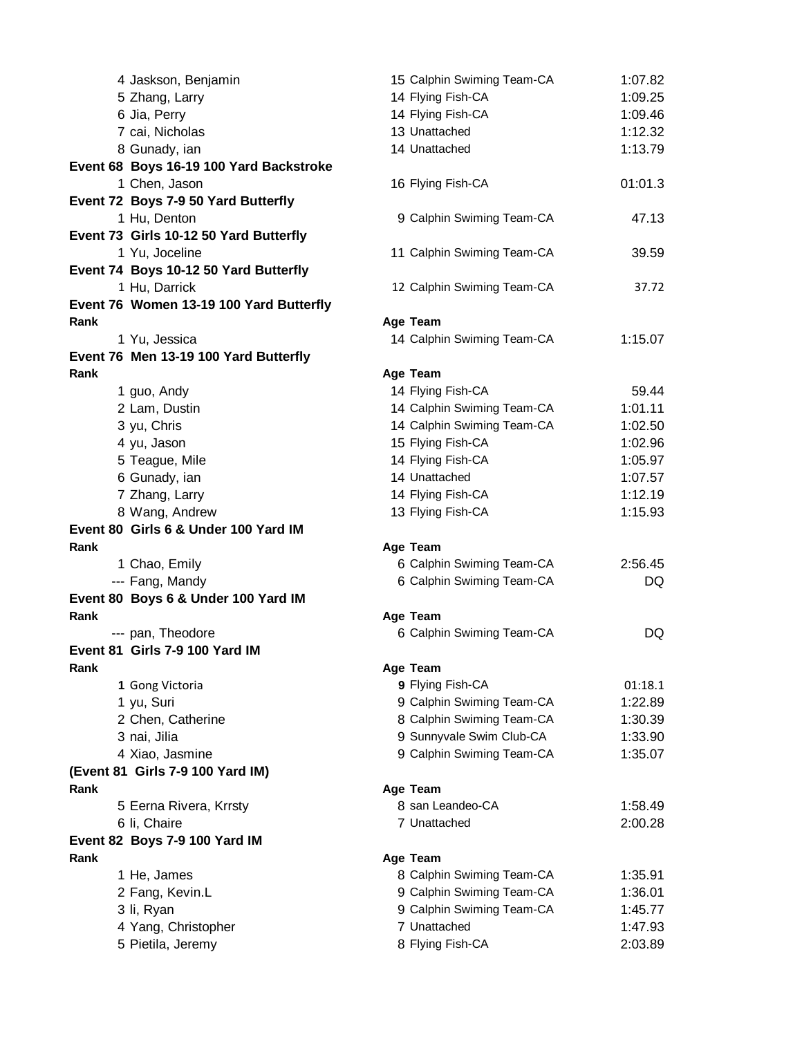| | | |
|---|---|---|
| 4 Jaskson, Benjamin | 15 Calphin Swiming Team-CA | 1:07.82 |
| 5 Zhang, Larry | 14 Flying Fish-CA | 1:09.25 |
| 6 Jia, Perry | 14 Flying Fish-CA | 1:09.46 |
| 7 cai, Nicholas | 13 Unattached | 1:12.32 |
| 8 Gunady, ian | 14 Unattached | 1:13.79 |

**Event 68 Boys 16-19 100 Yard Backstroke**

| | | |
|---|---|---|
| 1 Chen, Jason | 16 Flying Fish-CA | 01:01.3 |

**Event 72 Boys 7-9 50 Yard Butterfly**

| | | |
|---|---|---|
| 1 Hu, Denton | 9 Calphin Swiming Team-CA | 47.13 |

**Event 73 Girls 10-12 50 Yard Butterfly**

| | | |
|---|---|---|
| 1 Yu, Joceline | 11 Calphin Swiming Team-CA | 39.59 |

**Event 74 Boys 10-12 50 Yard Butterfly**

| | | |
|---|---|---|
| 1 Hu, Darrick | 12 Calphin Swiming Team-CA | 37.72 |

**Event 76 Women 13-19 100 Yard Butterfly**

| Rank | Age Team | |
|---|---|---|
| 1 Yu, Jessica | 14 Calphin Swiming Team-CA | 1:15.07 |

**Event 76 Men 13-19 100 Yard Butterfly**

| Rank | Age Team | |
|---|---|---|
| 1 guo, Andy | 14 Flying Fish-CA | 59.44 |
| 2 Lam, Dustin | 14 Calphin Swiming Team-CA | 1:01.11 |
| 3 yu, Chris | 14 Calphin Swiming Team-CA | 1:02.50 |
| 4 yu, Jason | 15 Flying Fish-CA | 1:02.96 |
| 5 Teague, Mile | 14 Flying Fish-CA | 1:05.97 |
| 6 Gunady, ian | 14 Unattached | 1:07.57 |
| 7 Zhang, Larry | 14 Flying Fish-CA | 1:12.19 |
| 8 Wang, Andrew | 13 Flying Fish-CA | 1:15.93 |

**Event 80 Girls 6 & Under 100 Yard IM**

| Rank | Age Team | |
|---|---|---|
| 1 Chao, Emily | 6 Calphin Swiming Team-CA | 2:56.45 |
| --- Fang, Mandy | 6 Calphin Swiming Team-CA | DQ |

**Event 80 Boys 6 & Under 100 Yard IM**

| Rank | Age Team | |
|---|---|---|
| --- pan, Theodore | 6 Calphin Swiming Team-CA | DQ |

**Event 81 Girls 7-9 100 Yard IM**

| Rank | Age Team | |
|---|---|---|
| 1 Gong Victoria | 9 Flying Fish-CA | 01:18.1 |
| 1 yu, Suri | 9 Calphin Swiming Team-CA | 1:22.89 |
| 2 Chen, Catherine | 8 Calphin Swiming Team-CA | 1:30.39 |
| 3 nai, Jilia | 9 Sunnyvale Swim Club-CA | 1:33.90 |
| 4 Xiao, Jasmine | 9 Calphin Swiming Team-CA | 1:35.07 |

**(Event 81 Girls 7-9 100 Yard IM)**

| Rank | Age Team | |
|---|---|---|
| 5 Eerna Rivera, Krrsty | 8 san Leandeo-CA | 1:58.49 |
| 6 li, Chaire | 7 Unattached | 2:00.28 |

**Event 82 Boys 7-9 100 Yard IM**

| Rank | Age Team | |
|---|---|---|
| 1 He, James | 8 Calphin Swiming Team-CA | 1:35.91 |
| 2 Fang, Kevin.L | 9 Calphin Swiming Team-CA | 1:36.01 |
| 3 li, Ryan | 9 Calphin Swiming Team-CA | 1:45.77 |
| 4 Yang, Christopher | 7 Unattached | 1:47.93 |
| 5 Pietila, Jeremy | 8 Flying Fish-CA | 2:03.89 |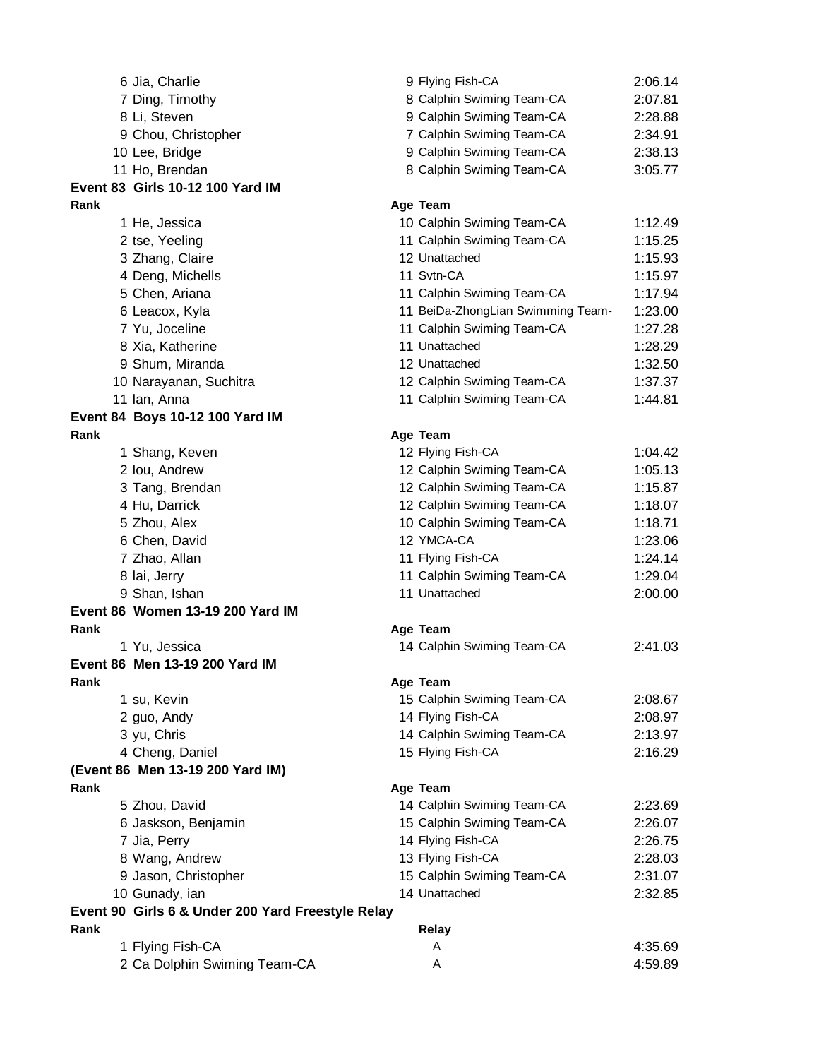| Rank | Name | Age | Team | Time |
|---|---|---|---|---|
| 6 | Jia, Charlie | 9 | Flying Fish-CA | 2:06.14 |
| 7 | Ding, Timothy | 8 | Calphin Swiming Team-CA | 2:07.81 |
| 8 | Li, Steven | 9 | Calphin Swiming Team-CA | 2:28.88 |
| 9 | Chou, Christopher | 7 | Calphin Swiming Team-CA | 2:34.91 |
| 10 | Lee, Bridge | 9 | Calphin Swiming Team-CA | 2:38.13 |
| 11 | Ho, Brendan | 8 | Calphin Swiming Team-CA | 3:05.77 |

**Event 83 Girls 10-12 100 Yard IM**

| Rank | Name | Age | Team | Time |
|---|---|---|---|---|
| 1 | He, Jessica | 10 | Calphin Swiming Team-CA | 1:12.49 |
| 2 | tse, Yeeling | 11 | Calphin Swiming Team-CA | 1:15.25 |
| 3 | Zhang, Claire | 12 | Unattached | 1:15.93 |
| 4 | Deng, Michells | 11 | Svtn-CA | 1:15.97 |
| 5 | Chen, Ariana | 11 | Calphin Swiming Team-CA | 1:17.94 |
| 6 | Leacox, Kyla | 11 | BeiDa-ZhongLian Swimming Team- | 1:23.00 |
| 7 | Yu, Joceline | 11 | Calphin Swiming Team-CA | 1:27.28 |
| 8 | Xia, Katherine | 11 | Unattached | 1:28.29 |
| 9 | Shum, Miranda | 12 | Unattached | 1:32.50 |
| 10 | Narayanan, Suchitra | 12 | Calphin Swiming Team-CA | 1:37.37 |
| 11 | lan, Anna | 11 | Calphin Swiming Team-CA | 1:44.81 |

**Event 84 Boys 10-12 100 Yard IM**

| Rank | Name | Age | Team | Time |
|---|---|---|---|---|
| 1 | Shang, Keven | 12 | Flying Fish-CA | 1:04.42 |
| 2 | lou, Andrew | 12 | Calphin Swiming Team-CA | 1:05.13 |
| 3 | Tang, Brendan | 12 | Calphin Swiming Team-CA | 1:15.87 |
| 4 | Hu, Darrick | 12 | Calphin Swiming Team-CA | 1:18.07 |
| 5 | Zhou, Alex | 10 | Calphin Swiming Team-CA | 1:18.71 |
| 6 | Chen, David | 12 | YMCA-CA | 1:23.06 |
| 7 | Zhao, Allan | 11 | Flying Fish-CA | 1:24.14 |
| 8 | lai, Jerry | 11 | Calphin Swiming Team-CA | 1:29.04 |
| 9 | Shan, Ishan | 11 | Unattached | 2:00.00 |

**Event 86 Women 13-19 200 Yard IM**

| Rank | Name | Age | Team | Time |
|---|---|---|---|---|
| 1 | Yu, Jessica | 14 | Calphin Swiming Team-CA | 2:41.03 |

**Event 86 Men 13-19 200 Yard IM**

| Rank | Name | Age | Team | Time |
|---|---|---|---|---|
| 1 | su, Kevin | 15 | Calphin Swiming Team-CA | 2:08.67 |
| 2 | guo, Andy | 14 | Flying Fish-CA | 2:08.97 |
| 3 | yu, Chris | 14 | Calphin Swiming Team-CA | 2:13.97 |
| 4 | Cheng, Daniel | 15 | Flying Fish-CA | 2:16.29 |

**(Event 86 Men 13-19 200 Yard IM)**

| Rank | Name | Age | Team | Time |
|---|---|---|---|---|
| 5 | Zhou, David | 14 | Calphin Swiming Team-CA | 2:23.69 |
| 6 | Jaskson, Benjamin | 15 | Calphin Swiming Team-CA | 2:26.07 |
| 7 | Jia, Perry | 14 | Flying Fish-CA | 2:26.75 |
| 8 | Wang, Andrew | 13 | Flying Fish-CA | 2:28.03 |
| 9 | Jason, Christopher | 15 | Calphin Swiming Team-CA | 2:31.07 |
| 10 | Gunady, ian | 14 | Unattached | 2:32.85 |

**Event 90 Girls 6 & Under 200 Yard Freestyle Relay**

| Rank | Team | Relay | Time |
|---|---|---|---|
| 1 | Flying Fish-CA | A | 4:35.69 |
| 2 | Ca Dolphin Swiming Team-CA | A | 4:59.89 |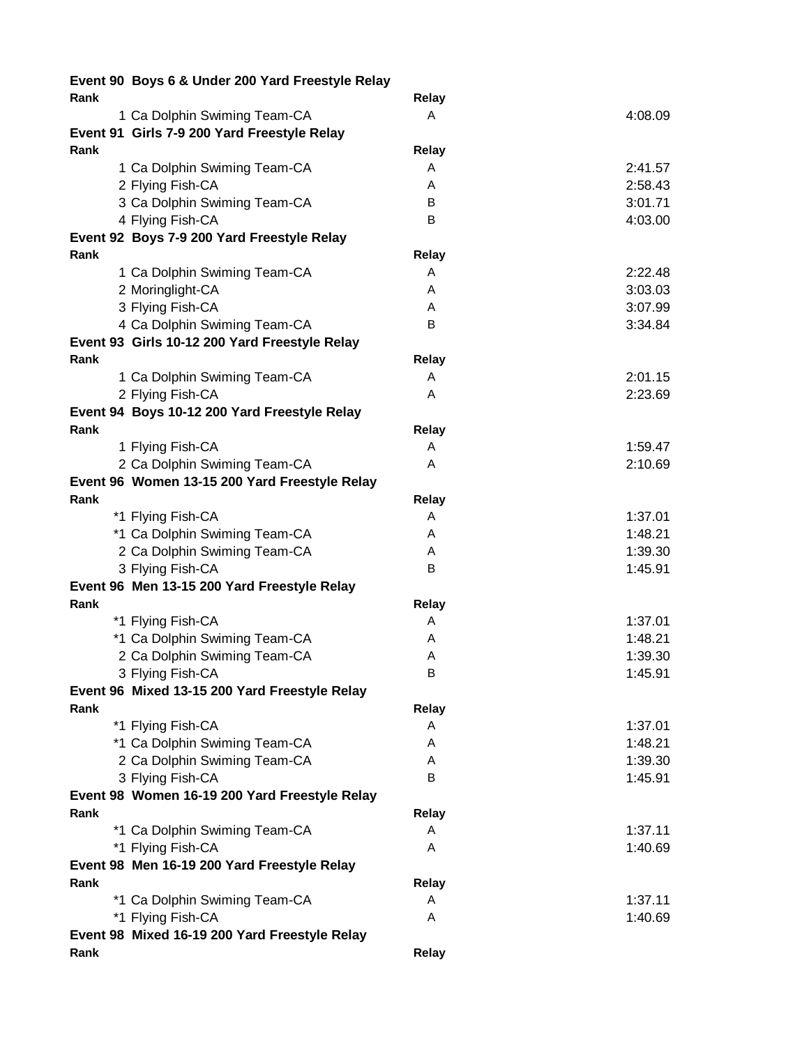**Event 90 Boys 6 & Under 200 Yard Freestyle Relay**

| Rank | | Relay | |
|---|---|---|---|
| 1 | Ca Dolphin Swiming Team-CA | A | 4:08.09 |

**Event 91 Girls 7-9 200 Yard Freestyle Relay**

| Rank | | Relay | |
|---|---|---|---|
| 1 | Ca Dolphin Swiming Team-CA | A | 2:41.57 |
| 2 | Flying Fish-CA | A | 2:58.43 |
| 3 | Ca Dolphin Swiming Team-CA | B | 3:01.71 |
| 4 | Flying Fish-CA | B | 4:03.00 |

**Event 92 Boys 7-9 200 Yard Freestyle Relay**

| Rank | | Relay | |
|---|---|---|---|
| 1 | Ca Dolphin Swiming Team-CA | A | 2:22.48 |
| 2 | Moringlight-CA | A | 3:03.03 |
| 3 | Flying Fish-CA | A | 3:07.99 |
| 4 | Ca Dolphin Swiming Team-CA | B | 3:34.84 |

**Event 93 Girls 10-12 200 Yard Freestyle Relay**

| Rank | | Relay | |
|---|---|---|---|
| 1 | Ca Dolphin Swiming Team-CA | A | 2:01.15 |
| 2 | Flying Fish-CA | A | 2:23.69 |

**Event 94 Boys 10-12 200 Yard Freestyle Relay**

| Rank | | Relay | |
|---|---|---|---|
| 1 | Flying Fish-CA | A | 1:59.47 |
| 2 | Ca Dolphin Swiming Team-CA | A | 2:10.69 |

**Event 96 Women 13-15 200 Yard Freestyle Relay**

| Rank | | Relay | |
|---|---|---|---|
| *1 | Flying Fish-CA | A | 1:37.01 |
| *1 | Ca Dolphin Swiming Team-CA | A | 1:48.21 |
| 2 | Ca Dolphin Swiming Team-CA | A | 1:39.30 |
| 3 | Flying Fish-CA | B | 1:45.91 |

**Event 96 Men 13-15 200 Yard Freestyle Relay**

| Rank | | Relay | |
|---|---|---|---|
| *1 | Flying Fish-CA | A | 1:37.01 |
| *1 | Ca Dolphin Swiming Team-CA | A | 1:48.21 |
| 2 | Ca Dolphin Swiming Team-CA | A | 1:39.30 |
| 3 | Flying Fish-CA | B | 1:45.91 |

**Event 96 Mixed 13-15 200 Yard Freestyle Relay**

| Rank | | Relay | |
|---|---|---|---|
| *1 | Flying Fish-CA | A | 1:37.01 |
| *1 | Ca Dolphin Swiming Team-CA | A | 1:48.21 |
| 2 | Ca Dolphin Swiming Team-CA | A | 1:39.30 |
| 3 | Flying Fish-CA | B | 1:45.91 |

**Event 98 Women 16-19 200 Yard Freestyle Relay**

| Rank | | Relay | |
|---|---|---|---|
| *1 | Ca Dolphin Swiming Team-CA | A | 1:37.11 |
| *1 | Flying Fish-CA | A | 1:40.69 |

**Event 98 Men 16-19 200 Yard Freestyle Relay**

| Rank | | Relay | |
|---|---|---|---|
| *1 | Ca Dolphin Swiming Team-CA | A | 1:37.11 |
| *1 | Flying Fish-CA | A | 1:40.69 |

**Event 98 Mixed 16-19 200 Yard Freestyle Relay**

| Rank | | Relay | |
|---|---|---|---|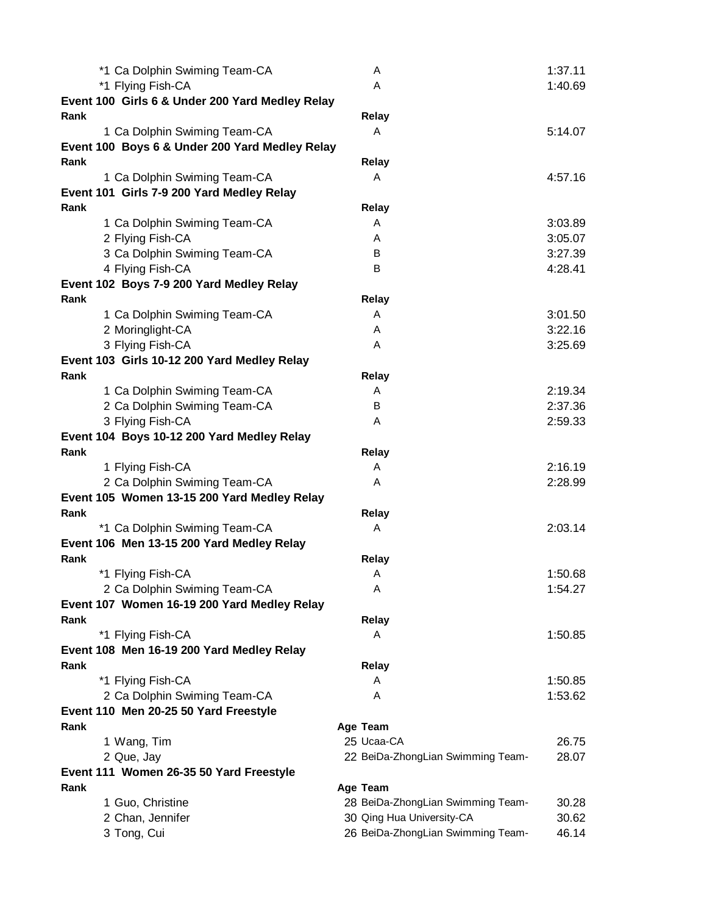| | Relay | |
|---|---|---|
| *1 Ca Dolphin Swiming Team-CA | A | 1:37.11 |
| *1 Flying Fish-CA | A | 1:40.69 |

**Event 100 Girls 6 & Under 200 Yard Medley Relay**

| Rank | Relay | |
|---|---|---|
| 1 Ca Dolphin Swiming Team-CA | A | 5:14.07 |

**Event 100 Boys 6 & Under 200 Yard Medley Relay**

| Rank | Relay | |
|---|---|---|
| 1 Ca Dolphin Swiming Team-CA | A | 4:57.16 |

**Event 101 Girls 7-9 200 Yard Medley Relay**

| Rank | Relay | |
|---|---|---|
| 1 Ca Dolphin Swiming Team-CA | A | 3:03.89 |
| 2 Flying Fish-CA | A | 3:05.07 |
| 3 Ca Dolphin Swiming Team-CA | B | 3:27.39 |
| 4 Flying Fish-CA | B | 4:28.41 |

**Event 102 Boys 7-9 200 Yard Medley Relay**

| Rank | Relay | |
|---|---|---|
| 1 Ca Dolphin Swiming Team-CA | A | 3:01.50 |
| 2 Moringlight-CA | A | 3:22.16 |
| 3 Flying Fish-CA | A | 3:25.69 |

**Event 103 Girls 10-12 200 Yard Medley Relay**

| Rank | Relay | |
|---|---|---|
| 1 Ca Dolphin Swiming Team-CA | A | 2:19.34 |
| 2 Ca Dolphin Swiming Team-CA | B | 2:37.36 |
| 3 Flying Fish-CA | A | 2:59.33 |

**Event 104 Boys 10-12 200 Yard Medley Relay**

| Rank | Relay | |
|---|---|---|
| 1 Flying Fish-CA | A | 2:16.19 |
| 2 Ca Dolphin Swiming Team-CA | A | 2:28.99 |

**Event 105 Women 13-15 200 Yard Medley Relay**

| Rank | Relay | |
|---|---|---|
| *1 Ca Dolphin Swiming Team-CA | A | 2:03.14 |

**Event 106 Men 13-15 200 Yard Medley Relay**

| Rank | Relay | |
|---|---|---|
| *1 Flying Fish-CA | A | 1:50.68 |
| 2 Ca Dolphin Swiming Team-CA | A | 1:54.27 |

**Event 107 Women 16-19 200 Yard Medley Relay**

| Rank | Relay | |
|---|---|---|
| *1 Flying Fish-CA | A | 1:50.85 |

**Event 108 Men 16-19 200 Yard Medley Relay**

| Rank | Relay | |
|---|---|---|
| *1 Flying Fish-CA | A | 1:50.85 |
| 2 Ca Dolphin Swiming Team-CA | A | 1:53.62 |

**Event 110 Men 20-25 50 Yard Freestyle**

| Rank | Age | Team | |
|---|---|---|---|
| 1 Wang, Tim | 25 | Ucaa-CA | 26.75 |
| 2 Que, Jay | 22 | BeiDa-ZhongLian Swimming Team- | 28.07 |

**Event 111 Women 26-35 50 Yard Freestyle**

| Rank | Age | Team | |
|---|---|---|---|
| 1 Guo, Christine | 28 | BeiDa-ZhongLian Swimming Team- | 30.28 |
| 2 Chan, Jennifer | 30 | Qing Hua University-CA | 30.62 |
| 3 Tong, Cui | 26 | BeiDa-ZhongLian Swimming Team- | 46.14 |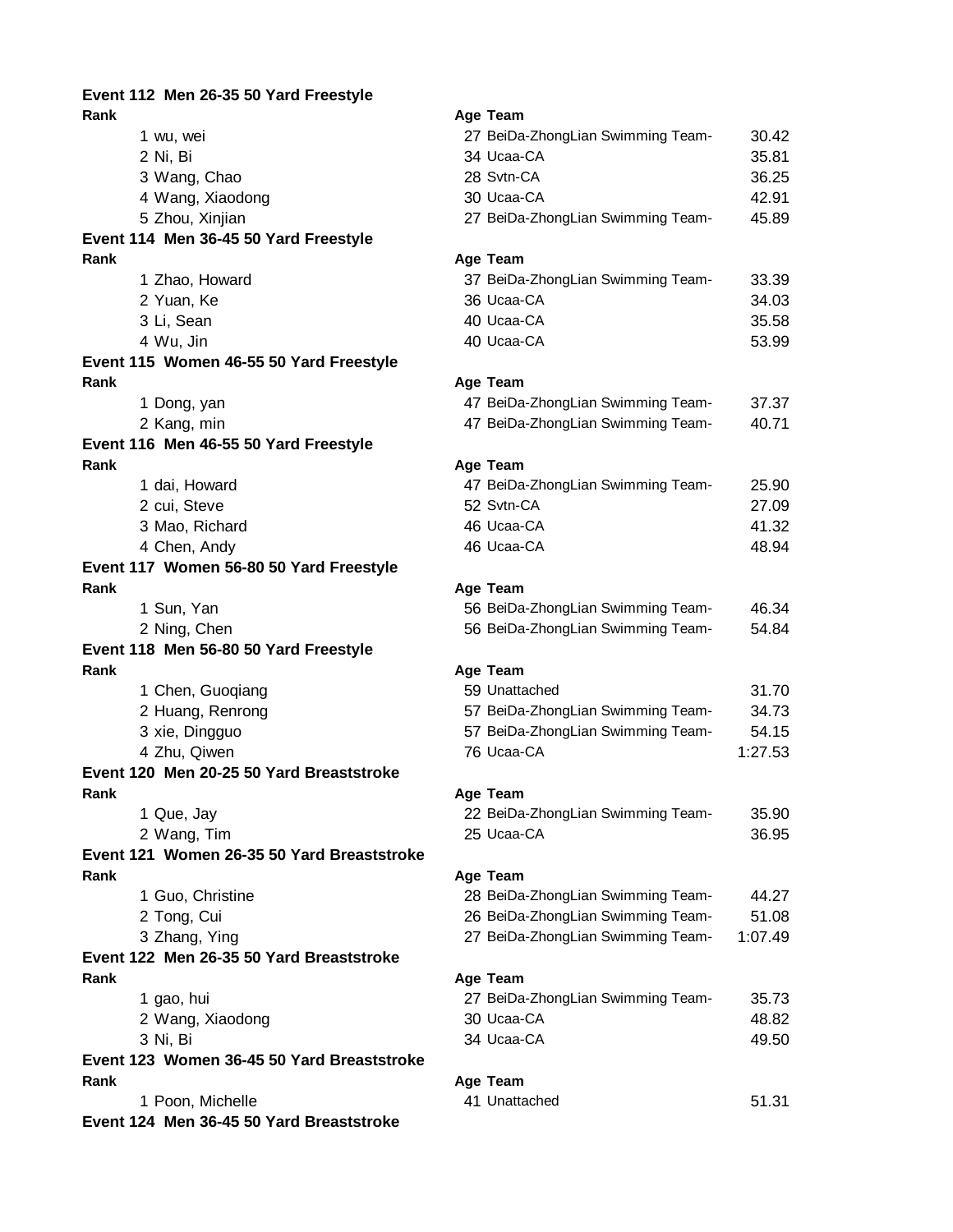### Event 112 Men 26-35 50 Yard Freestyle

| Rank | Name | Age | Team | Time |
|---|---|---|---|---|
| 1 | wu, wei | 27 | BeiDa-ZhongLian Swimming Team- | 30.42 |
| 2 | Ni, Bi | 34 | Ucaa-CA | 35.81 |
| 3 | Wang, Chao | 28 | Svtn-CA | 36.25 |
| 4 | Wang, Xiaodong | 30 | Ucaa-CA | 42.91 |
| 5 | Zhou, Xinjian | 27 | BeiDa-ZhongLian Swimming Team- | 45.89 |

### Event 114 Men 36-45 50 Yard Freestyle

| Rank | Name | Age | Team | Time |
|---|---|---|---|---|
| 1 | Zhao, Howard | 37 | BeiDa-ZhongLian Swimming Team- | 33.39 |
| 2 | Yuan, Ke | 36 | Ucaa-CA | 34.03 |
| 3 | Li, Sean | 40 | Ucaa-CA | 35.58 |
| 4 | Wu, Jin | 40 | Ucaa-CA | 53.99 |

### Event 115 Women 46-55 50 Yard Freestyle

| Rank | Name | Age | Team | Time |
|---|---|---|---|---|
| 1 | Dong, yan | 47 | BeiDa-ZhongLian Swimming Team- | 37.37 |
| 2 | Kang, min | 47 | BeiDa-ZhongLian Swimming Team- | 40.71 |

### Event 116 Men 46-55 50 Yard Freestyle

| Rank | Name | Age | Team | Time |
|---|---|---|---|---|
| 1 | dai, Howard | 47 | BeiDa-ZhongLian Swimming Team- | 25.90 |
| 2 | cui, Steve | 52 | Svtn-CA | 27.09 |
| 3 | Mao, Richard | 46 | Ucaa-CA | 41.32 |
| 4 | Chen, Andy | 46 | Ucaa-CA | 48.94 |

### Event 117 Women 56-80 50 Yard Freestyle

| Rank | Name | Age | Team | Time |
|---|---|---|---|---|
| 1 | Sun, Yan | 56 | BeiDa-ZhongLian Swimming Team- | 46.34 |
| 2 | Ning, Chen | 56 | BeiDa-ZhongLian Swimming Team- | 54.84 |

### Event 118 Men 56-80 50 Yard Freestyle

| Rank | Name | Age | Team | Time |
|---|---|---|---|---|
| 1 | Chen, Guoqiang | 59 | Unattached | 31.70 |
| 2 | Huang, Renrong | 57 | BeiDa-ZhongLian Swimming Team- | 34.73 |
| 3 | xie, Dingguo | 57 | BeiDa-ZhongLian Swimming Team- | 54.15 |
| 4 | Zhu, Qiwen | 76 | Ucaa-CA | 1:27.53 |

### Event 120 Men 20-25 50 Yard Breaststroke

| Rank | Name | Age | Team | Time |
|---|---|---|---|---|
| 1 | Que, Jay | 22 | BeiDa-ZhongLian Swimming Team- | 35.90 |
| 2 | Wang, Tim | 25 | Ucaa-CA | 36.95 |

### Event 121 Women 26-35 50 Yard Breaststroke

| Rank | Name | Age | Team | Time |
|---|---|---|---|---|
| 1 | Guo, Christine | 28 | BeiDa-ZhongLian Swimming Team- | 44.27 |
| 2 | Tong, Cui | 26 | BeiDa-ZhongLian Swimming Team- | 51.08 |
| 3 | Zhang, Ying | 27 | BeiDa-ZhongLian Swimming Team- | 1:07.49 |

### Event 122 Men 26-35 50 Yard Breaststroke

| Rank | Name | Age | Team | Time |
|---|---|---|---|---|
| 1 | gao, hui | 27 | BeiDa-ZhongLian Swimming Team- | 35.73 |
| 2 | Wang, Xiaodong | 30 | Ucaa-CA | 48.82 |
| 3 | Ni, Bi | 34 | Ucaa-CA | 49.50 |

### Event 123 Women 36-45 50 Yard Breaststroke

| Rank | Name | Age | Team | Time |
|---|---|---|---|---|
| 1 | Poon, Michelle | 41 | Unattached | 51.31 |

### Event 124 Men 36-45 50 Yard Breaststroke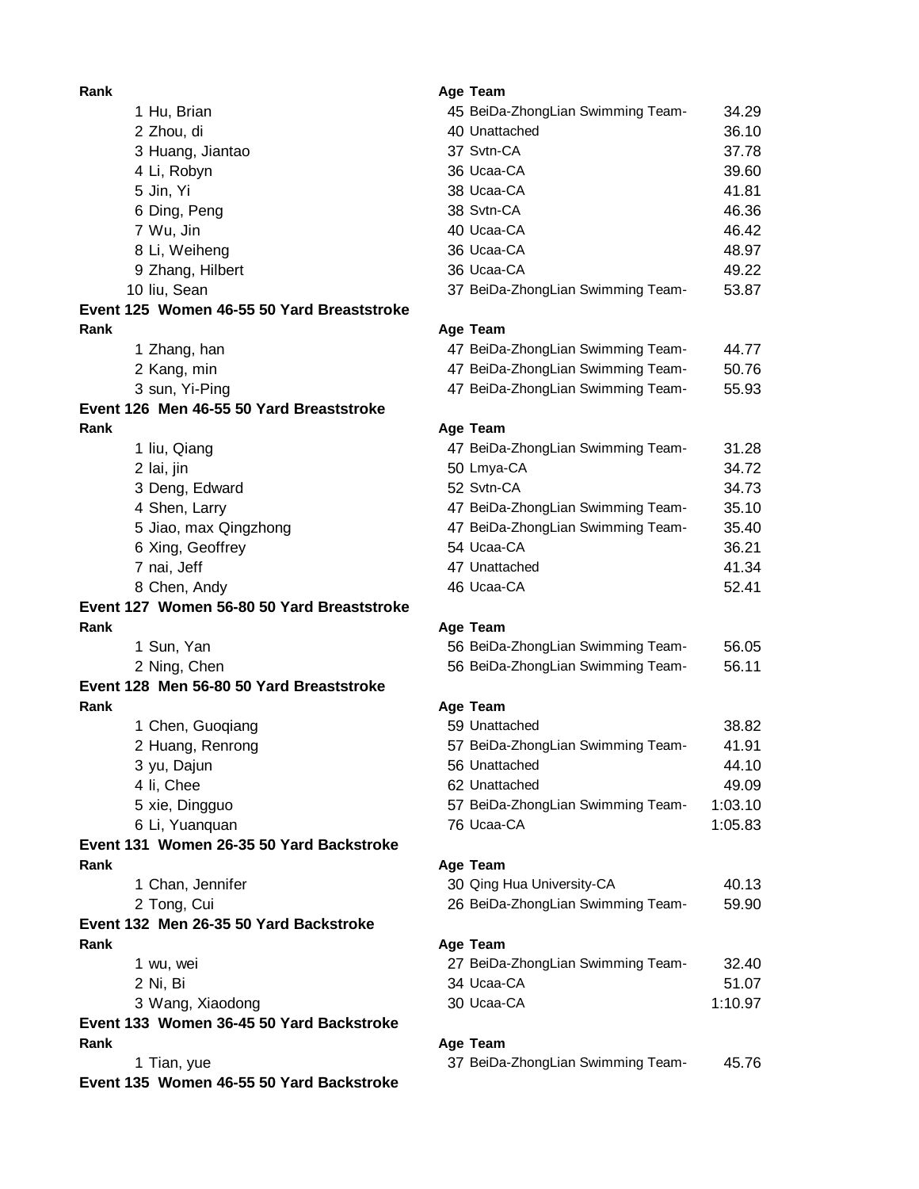| Rank | Name | Age | Team | Time |
|---|---|---|---|---|
| 1 | Hu, Brian | 45 | BeiDa-ZhongLian Swimming Team- | 34.29 |
| 2 | Zhou, di | 40 | Unattached | 36.10 |
| 3 | Huang, Jiantao | 37 | Svtn-CA | 37.78 |
| 4 | Li, Robyn | 36 | Ucaa-CA | 39.60 |
| 5 | Jin, Yi | 38 | Ucaa-CA | 41.81 |
| 6 | Ding, Peng | 38 | Svtn-CA | 46.36 |
| 7 | Wu, Jin | 40 | Ucaa-CA | 46.42 |
| 8 | Li, Weiheng | 36 | Ucaa-CA | 48.97 |
| 9 | Zhang, Hilbert | 36 | Ucaa-CA | 49.22 |
| 10 | liu, Sean | 37 | BeiDa-ZhongLian Swimming Team- | 53.87 |

**Event 125 Women 46-55 50 Yard Breaststroke**

| Rank | Name | Age | Team | Time |
|---|---|---|---|---|
| 1 | Zhang, han | 47 | BeiDa-ZhongLian Swimming Team- | 44.77 |
| 2 | Kang, min | 47 | BeiDa-ZhongLian Swimming Team- | 50.76 |
| 3 | sun, Yi-Ping | 47 | BeiDa-ZhongLian Swimming Team- | 55.93 |

**Event 126 Men 46-55 50 Yard Breaststroke**

| Rank | Name | Age | Team | Time |
|---|---|---|---|---|
| 1 | liu, Qiang | 47 | BeiDa-ZhongLian Swimming Team- | 31.28 |
| 2 | lai, jin | 50 | Lmya-CA | 34.72 |
| 3 | Deng, Edward | 52 | Svtn-CA | 34.73 |
| 4 | Shen, Larry | 47 | BeiDa-ZhongLian Swimming Team- | 35.10 |
| 5 | Jiao, max Qingzhong | 47 | BeiDa-ZhongLian Swimming Team- | 35.40 |
| 6 | Xing, Geoffrey | 54 | Ucaa-CA | 36.21 |
| 7 | nai, Jeff | 47 | Unattached | 41.34 |
| 8 | Chen, Andy | 46 | Ucaa-CA | 52.41 |

**Event 127 Women 56-80 50 Yard Breaststroke**

| Rank | Name | Age | Team | Time |
|---|---|---|---|---|
| 1 | Sun, Yan | 56 | BeiDa-ZhongLian Swimming Team- | 56.05 |
| 2 | Ning, Chen | 56 | BeiDa-ZhongLian Swimming Team- | 56.11 |

**Event 128 Men 56-80 50 Yard Breaststroke**

| Rank | Name | Age | Team | Time |
|---|---|---|---|---|
| 1 | Chen, Guoqiang | 59 | Unattached | 38.82 |
| 2 | Huang, Renrong | 57 | BeiDa-ZhongLian Swimming Team- | 41.91 |
| 3 | yu, Dajun | 56 | Unattached | 44.10 |
| 4 | li, Chee | 62 | Unattached | 49.09 |
| 5 | xie, Dingguo | 57 | BeiDa-ZhongLian Swimming Team- | 1:03.10 |
| 6 | Li, Yuanquan | 76 | Ucaa-CA | 1:05.83 |

**Event 131 Women 26-35 50 Yard Backstroke**

| Rank | Name | Age | Team | Time |
|---|---|---|---|---|
| 1 | Chan, Jennifer | 30 | Qing Hua University-CA | 40.13 |
| 2 | Tong, Cui | 26 | BeiDa-ZhongLian Swimming Team- | 59.90 |

**Event 132 Men 26-35 50 Yard Backstroke**

| Rank | Name | Age | Team | Time |
|---|---|---|---|---|
| 1 | wu, wei | 27 | BeiDa-ZhongLian Swimming Team- | 32.40 |
| 2 | Ni, Bi | 34 | Ucaa-CA | 51.07 |
| 3 | Wang, Xiaodong | 30 | Ucaa-CA | 1:10.97 |

**Event 133 Women 36-45 50 Yard Backstroke**

| Rank | Name | Age | Team | Time |
|---|---|---|---|---|
| 1 | Tian, yue | 37 | BeiDa-ZhongLian Swimming Team- | 45.76 |

**Event 135 Women 46-55 50 Yard Backstroke**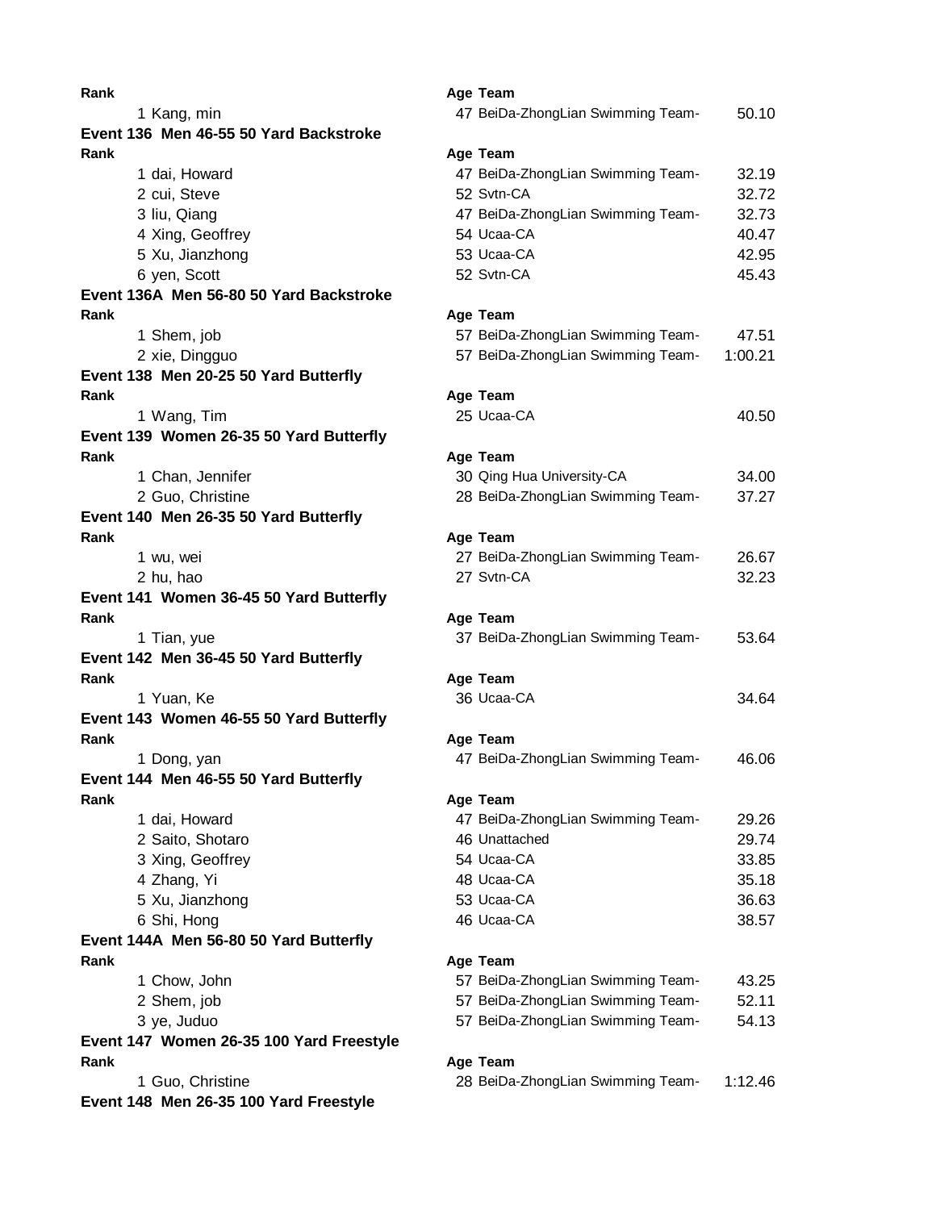| Rank | | Age | Team | |
|---|---|---|---|---|
| 1 | Kang, min | 47 | BeiDa-ZhongLian Swimming Team- | 50.10 |

**Event 136 Men 46-55 50 Yard Backstroke**

| Rank | | Age | Team | |
|---|---|---|---|---|
| 1 | dai, Howard | 47 | BeiDa-ZhongLian Swimming Team- | 32.19 |
| 2 | cui, Steve | 52 | Svtn-CA | 32.72 |
| 3 | liu, Qiang | 47 | BeiDa-ZhongLian Swimming Team- | 32.73 |
| 4 | Xing, Geoffrey | 54 | Ucaa-CA | 40.47 |
| 5 | Xu, Jianzhong | 53 | Ucaa-CA | 42.95 |
| 6 | yen, Scott | 52 | Svtn-CA | 45.43 |

**Event 136A Men 56-80 50 Yard Backstroke**

| Rank | | Age | Team | |
|---|---|---|---|---|
| 1 | Shem, job | 57 | BeiDa-ZhongLian Swimming Team- | 47.51 |
| 2 | xie, Dingguo | 57 | BeiDa-ZhongLian Swimming Team- | 1:00.21 |

**Event 138 Men 20-25 50 Yard Butterfly**

| Rank | | Age | Team | |
|---|---|---|---|---|
| 1 | Wang, Tim | 25 | Ucaa-CA | 40.50 |

**Event 139 Women 26-35 50 Yard Butterfly**

| Rank | | Age | Team | |
|---|---|---|---|---|
| 1 | Chan, Jennifer | 30 | Qing Hua University-CA | 34.00 |
| 2 | Guo, Christine | 28 | BeiDa-ZhongLian Swimming Team- | 37.27 |

**Event 140 Men 26-35 50 Yard Butterfly**

| Rank | | Age | Team | |
|---|---|---|---|---|
| 1 | wu, wei | 27 | BeiDa-ZhongLian Swimming Team- | 26.67 |
| 2 | hu, hao | 27 | Svtn-CA | 32.23 |

**Event 141 Women 36-45 50 Yard Butterfly**

| Rank | | Age | Team | |
|---|---|---|---|---|
| 1 | Tian, yue | 37 | BeiDa-ZhongLian Swimming Team- | 53.64 |

**Event 142 Men 36-45 50 Yard Butterfly**

| Rank | | Age | Team | |
|---|---|---|---|---|
| 1 | Yuan, Ke | 36 | Ucaa-CA | 34.64 |

**Event 143 Women 46-55 50 Yard Butterfly**

| Rank | | Age | Team | |
|---|---|---|---|---|
| 1 | Dong, yan | 47 | BeiDa-ZhongLian Swimming Team- | 46.06 |

**Event 144 Men 46-55 50 Yard Butterfly**

| Rank | | Age | Team | |
|---|---|---|---|---|
| 1 | dai, Howard | 47 | BeiDa-ZhongLian Swimming Team- | 29.26 |
| 2 | Saito, Shotaro | 46 | Unattached | 29.74 |
| 3 | Xing, Geoffrey | 54 | Ucaa-CA | 33.85 |
| 4 | Zhang, Yi | 48 | Ucaa-CA | 35.18 |
| 5 | Xu, Jianzhong | 53 | Ucaa-CA | 36.63 |
| 6 | Shi, Hong | 46 | Ucaa-CA | 38.57 |

**Event 144A Men 56-80 50 Yard Butterfly**

| Rank | | Age | Team | |
|---|---|---|---|---|
| 1 | Chow, John | 57 | BeiDa-ZhongLian Swimming Team- | 43.25 |
| 2 | Shem, job | 57 | BeiDa-ZhongLian Swimming Team- | 52.11 |
| 3 | ye, Juduo | 57 | BeiDa-ZhongLian Swimming Team- | 54.13 |

**Event 147 Women 26-35 100 Yard Freestyle**

| Rank | | Age | Team | |
|---|---|---|---|---|
| 1 | Guo, Christine | 28 | BeiDa-ZhongLian Swimming Team- | 1:12.46 |

**Event 148 Men 26-35 100 Yard Freestyle**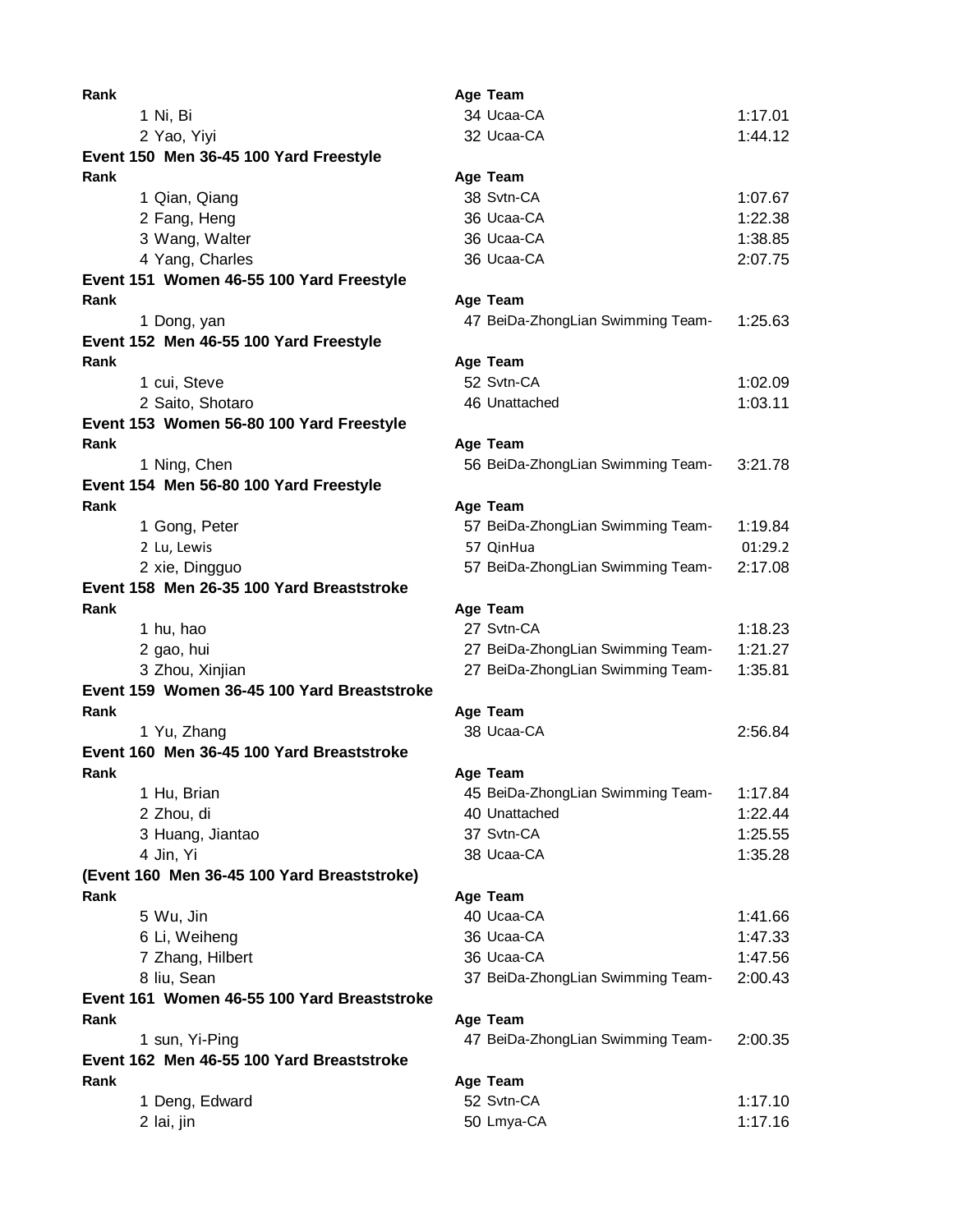| Rank | | Age | Team | |
|---|---|---|---|---|
| 1 | Ni, Bi | 34 | Ucaa-CA | 1:17.01 |
| 2 | Yao, Yiyi | 32 | Ucaa-CA | 1:44.12 |

**Event 150 Men 36-45 100 Yard Freestyle**

| Rank | | Age | Team | |
|---|---|---|---|---|
| 1 | Qian, Qiang | 38 | Svtn-CA | 1:07.67 |
| 2 | Fang, Heng | 36 | Ucaa-CA | 1:22.38 |
| 3 | Wang, Walter | 36 | Ucaa-CA | 1:38.85 |
| 4 | Yang, Charles | 36 | Ucaa-CA | 2:07.75 |

**Event 151 Women 46-55 100 Yard Freestyle**

| Rank | | Age | Team | |
|---|---|---|---|---|
| 1 | Dong, yan | 47 | BeiDa-ZhongLian Swimming Team- | 1:25.63 |

**Event 152 Men 46-55 100 Yard Freestyle**

| Rank | | Age | Team | |
|---|---|---|---|---|
| 1 | cui, Steve | 52 | Svtn-CA | 1:02.09 |
| 2 | Saito, Shotaro | 46 | Unattached | 1:03.11 |

**Event 153 Women 56-80 100 Yard Freestyle**

| Rank | | Age | Team | |
|---|---|---|---|---|
| 1 | Ning, Chen | 56 | BeiDa-ZhongLian Swimming Team- | 3:21.78 |

**Event 154 Men 56-80 100 Yard Freestyle**

| Rank | | Age | Team | |
|---|---|---|---|---|
| 1 | Gong, Peter | 57 | BeiDa-ZhongLian Swimming Team- | 1:19.84 |
| 2 | Lu, Lewis | 57 | QinHua | 01:29.2 |
| 2 | xie, Dingguo | 57 | BeiDa-ZhongLian Swimming Team- | 2:17.08 |

**Event 158 Men 26-35 100 Yard Breaststroke**

| Rank | | Age | Team | |
|---|---|---|---|---|
| 1 | hu, hao | 27 | Svtn-CA | 1:18.23 |
| 2 | gao, hui | 27 | BeiDa-ZhongLian Swimming Team- | 1:21.27 |
| 3 | Zhou, Xinjian | 27 | BeiDa-ZhongLian Swimming Team- | 1:35.81 |

**Event 159 Women 36-45 100 Yard Breaststroke**

| Rank | | Age | Team | |
|---|---|---|---|---|
| 1 | Yu, Zhang | 38 | Ucaa-CA | 2:56.84 |

**Event 160 Men 36-45 100 Yard Breaststroke**

| Rank | | Age | Team | |
|---|---|---|---|---|
| 1 | Hu, Brian | 45 | BeiDa-ZhongLian Swimming Team- | 1:17.84 |
| 2 | Zhou, di | 40 | Unattached | 1:22.44 |
| 3 | Huang, Jiantao | 37 | Svtn-CA | 1:25.55 |
| 4 | Jin, Yi | 38 | Ucaa-CA | 1:35.28 |

**(Event 160 Men 36-45 100 Yard Breaststroke)**

| Rank | | Age | Team | |
|---|---|---|---|---|
| 5 | Wu, Jin | 40 | Ucaa-CA | 1:41.66 |
| 6 | Li, Weiheng | 36 | Ucaa-CA | 1:47.33 |
| 7 | Zhang, Hilbert | 36 | Ucaa-CA | 1:47.56 |
| 8 | liu, Sean | 37 | BeiDa-ZhongLian Swimming Team- | 2:00.43 |

**Event 161 Women 46-55 100 Yard Breaststroke**

| Rank | | Age | Team | |
|---|---|---|---|---|
| 1 | sun, Yi-Ping | 47 | BeiDa-ZhongLian Swimming Team- | 2:00.35 |

**Event 162 Men 46-55 100 Yard Breaststroke**

| Rank | | Age | Team | |
|---|---|---|---|---|
| 1 | Deng, Edward | 52 | Svtn-CA | 1:17.10 |
| 2 | lai, jin | 50 | Lmya-CA | 1:17.16 |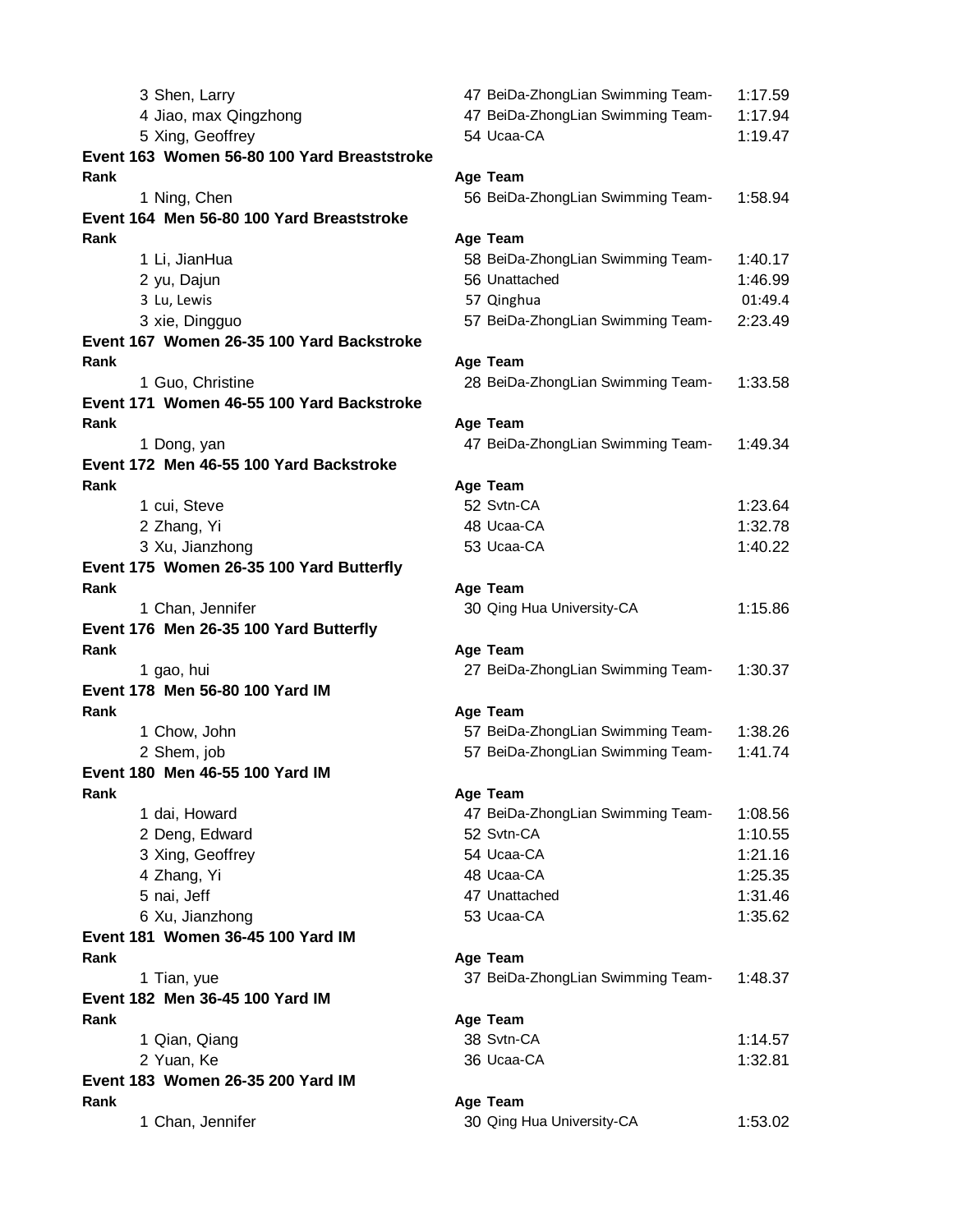| Rank | Name | Age | Team | Time |
|---|---|---|---|---|
| 3 | Shen, Larry | 47 | BeiDa-ZhongLian Swimming Team- | 1:17.59 |
| 4 | Jiao, max Qingzhong | 47 | BeiDa-ZhongLian Swimming Team- | 1:17.94 |
| 5 | Xing, Geoffrey | 54 | Ucaa-CA | 1:19.47 |

**Event 163 Women 56-80 100 Yard Breaststroke**

| Rank | Name | Age | Team | Time |
|---|---|---|---|---|
| 1 | Ning, Chen | 56 | BeiDa-ZhongLian Swimming Team- | 1:58.94 |

**Event 164 Men 56-80 100 Yard Breaststroke**

| Rank | Name | Age | Team | Time |
|---|---|---|---|---|
| 1 | Li, JianHua | 58 | BeiDa-ZhongLian Swimming Team- | 1:40.17 |
| 2 | yu, Dajun | 56 | Unattached | 1:46.99 |
| 3 | Lu, Lewis | 57 | Qinghua | 01:49.4 |
| 3 | xie, Dingguo | 57 | BeiDa-ZhongLian Swimming Team- | 2:23.49 |

**Event 167 Women 26-35 100 Yard Backstroke**

| Rank | Name | Age | Team | Time |
|---|---|---|---|---|
| 1 | Guo, Christine | 28 | BeiDa-ZhongLian Swimming Team- | 1:33.58 |

**Event 171 Women 46-55 100 Yard Backstroke**

| Rank | Name | Age | Team | Time |
|---|---|---|---|---|
| 1 | Dong, yan | 47 | BeiDa-ZhongLian Swimming Team- | 1:49.34 |

**Event 172 Men 46-55 100 Yard Backstroke**

| Rank | Name | Age | Team | Time |
|---|---|---|---|---|
| 1 | cui, Steve | 52 | Svtn-CA | 1:23.64 |
| 2 | Zhang, Yi | 48 | Ucaa-CA | 1:32.78 |
| 3 | Xu, Jianzhong | 53 | Ucaa-CA | 1:40.22 |

**Event 175 Women 26-35 100 Yard Butterfly**

| Rank | Name | Age | Team | Time |
|---|---|---|---|---|
| 1 | Chan, Jennifer | 30 | Qing Hua University-CA | 1:15.86 |

**Event 176 Men 26-35 100 Yard Butterfly**

| Rank | Name | Age | Team | Time |
|---|---|---|---|---|
| 1 | gao, hui | 27 | BeiDa-ZhongLian Swimming Team- | 1:30.37 |

**Event 178 Men 56-80 100 Yard IM**

| Rank | Name | Age | Team | Time |
|---|---|---|---|---|
| 1 | Chow, John | 57 | BeiDa-ZhongLian Swimming Team- | 1:38.26 |
| 2 | Shem, job | 57 | BeiDa-ZhongLian Swimming Team- | 1:41.74 |

**Event 180 Men 46-55 100 Yard IM**

| Rank | Name | Age | Team | Time |
|---|---|---|---|---|
| 1 | dai, Howard | 47 | BeiDa-ZhongLian Swimming Team- | 1:08.56 |
| 2 | Deng, Edward | 52 | Svtn-CA | 1:10.55 |
| 3 | Xing, Geoffrey | 54 | Ucaa-CA | 1:21.16 |
| 4 | Zhang, Yi | 48 | Ucaa-CA | 1:25.35 |
| 5 | nai, Jeff | 47 | Unattached | 1:31.46 |
| 6 | Xu, Jianzhong | 53 | Ucaa-CA | 1:35.62 |

**Event 181 Women 36-45 100 Yard IM**

| Rank | Name | Age | Team | Time |
|---|---|---|---|---|
| 1 | Tian, yue | 37 | BeiDa-ZhongLian Swimming Team- | 1:48.37 |

**Event 182 Men 36-45 100 Yard IM**

| Rank | Name | Age | Team | Time |
|---|---|---|---|---|
| 1 | Qian, Qiang | 38 | Svtn-CA | 1:14.57 |
| 2 | Yuan, Ke | 36 | Ucaa-CA | 1:32.81 |

**Event 183 Women 26-35 200 Yard IM**

| Rank | Name | Age | Team | Time |
|---|---|---|---|---|
| 1 | Chan, Jennifer | 30 | Qing Hua University-CA | 1:53.02 |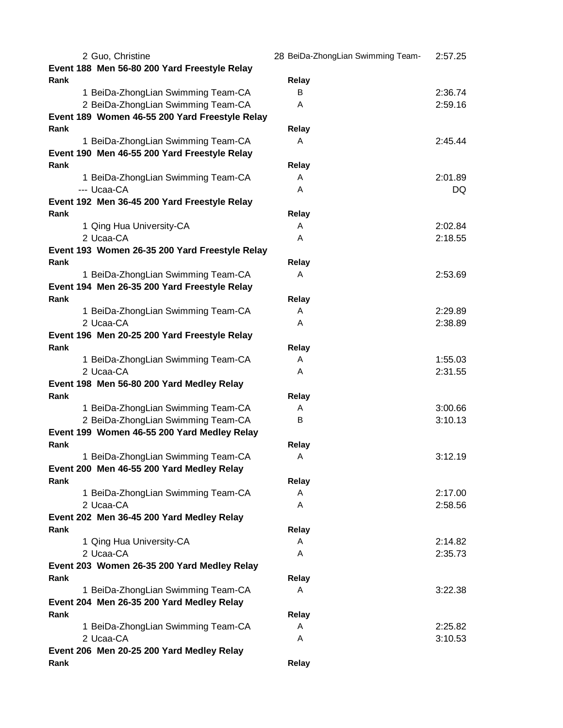2 Guo, Christine 28 BeiDa-ZhongLian Swimming Team- 2:57.25

**Event 188 Men 56-80 200 Yard Freestyle Relay**

| Rank | Relay | |
|---|---|---|
| 1 BeiDa-ZhongLian Swimming Team-CA | B | 2:36.74 |
| 2 BeiDa-ZhongLian Swimming Team-CA | A | 2:59.16 |

**Event 189 Women 46-55 200 Yard Freestyle Relay**

| Rank | Relay | |
|---|---|---|
| 1 BeiDa-ZhongLian Swimming Team-CA | A | 2:45.44 |

**Event 190 Men 46-55 200 Yard Freestyle Relay**

| Rank | Relay | |
|---|---|---|
| 1 BeiDa-ZhongLian Swimming Team-CA | A | 2:01.89 |
| --- Ucaa-CA | A | DQ |

**Event 192 Men 36-45 200 Yard Freestyle Relay**

| Rank | Relay | |
|---|---|---|
| 1 Qing Hua University-CA | A | 2:02.84 |
| 2 Ucaa-CA | A | 2:18.55 |

**Event 193 Women 26-35 200 Yard Freestyle Relay**

| Rank | Relay | |
|---|---|---|
| 1 BeiDa-ZhongLian Swimming Team-CA | A | 2:53.69 |

**Event 194 Men 26-35 200 Yard Freestyle Relay**

| Rank | Relay | |
|---|---|---|
| 1 BeiDa-ZhongLian Swimming Team-CA | A | 2:29.89 |
| 2 Ucaa-CA | A | 2:38.89 |

**Event 196 Men 20-25 200 Yard Freestyle Relay**

| Rank | Relay | |
|---|---|---|
| 1 BeiDa-ZhongLian Swimming Team-CA | A | 1:55.03 |
| 2 Ucaa-CA | A | 2:31.55 |

**Event 198 Men 56-80 200 Yard Medley Relay**

| Rank | Relay | |
|---|---|---|
| 1 BeiDa-ZhongLian Swimming Team-CA | A | 3:00.66 |
| 2 BeiDa-ZhongLian Swimming Team-CA | B | 3:10.13 |

**Event 199 Women 46-55 200 Yard Medley Relay**

| Rank | Relay | |
|---|---|---|
| 1 BeiDa-ZhongLian Swimming Team-CA | A | 3:12.19 |

**Event 200 Men 46-55 200 Yard Medley Relay**

| Rank | Relay | |
|---|---|---|
| 1 BeiDa-ZhongLian Swimming Team-CA | A | 2:17.00 |
| 2 Ucaa-CA | A | 2:58.56 |

**Event 202 Men 36-45 200 Yard Medley Relay**

| Rank | Relay | |
|---|---|---|
| 1 Qing Hua University-CA | A | 2:14.82 |
| 2 Ucaa-CA | A | 2:35.73 |

**Event 203 Women 26-35 200 Yard Medley Relay**

| Rank | Relay | |
|---|---|---|
| 1 BeiDa-ZhongLian Swimming Team-CA | A | 3:22.38 |

**Event 204 Men 26-35 200 Yard Medley Relay**

| Rank | Relay | |
|---|---|---|
| 1 BeiDa-ZhongLian Swimming Team-CA | A | 2:25.82 |
| 2 Ucaa-CA | A | 3:10.53 |

**Event 206 Men 20-25 200 Yard Medley Relay**

| Rank | Relay | |
|---|---|---|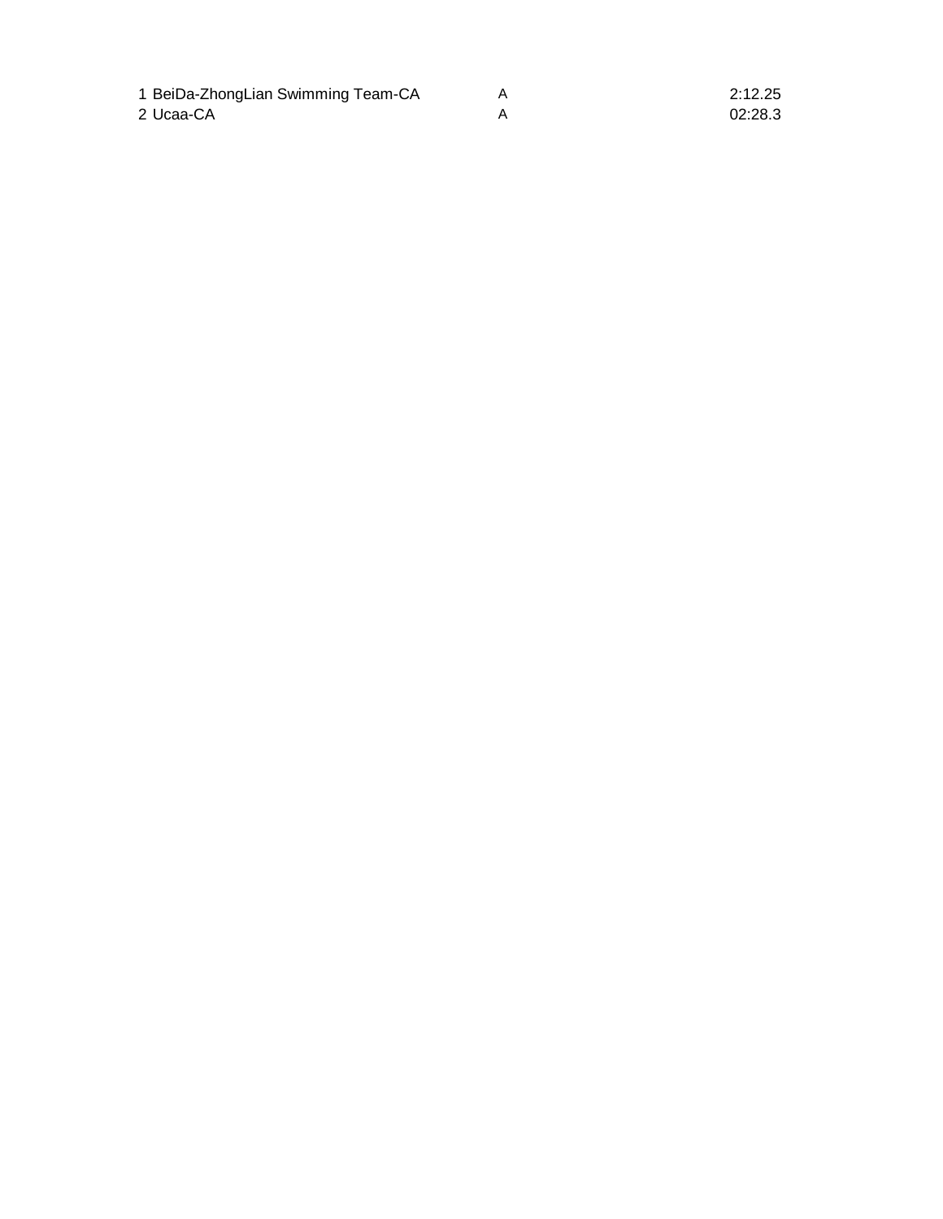| | | | |
|---|---|---|---|
| 1 | BeiDa-ZhongLian Swimming Team-CA | A | 2:12.25 |
| 2 | Ucaa-CA | A | 02:28.3 |